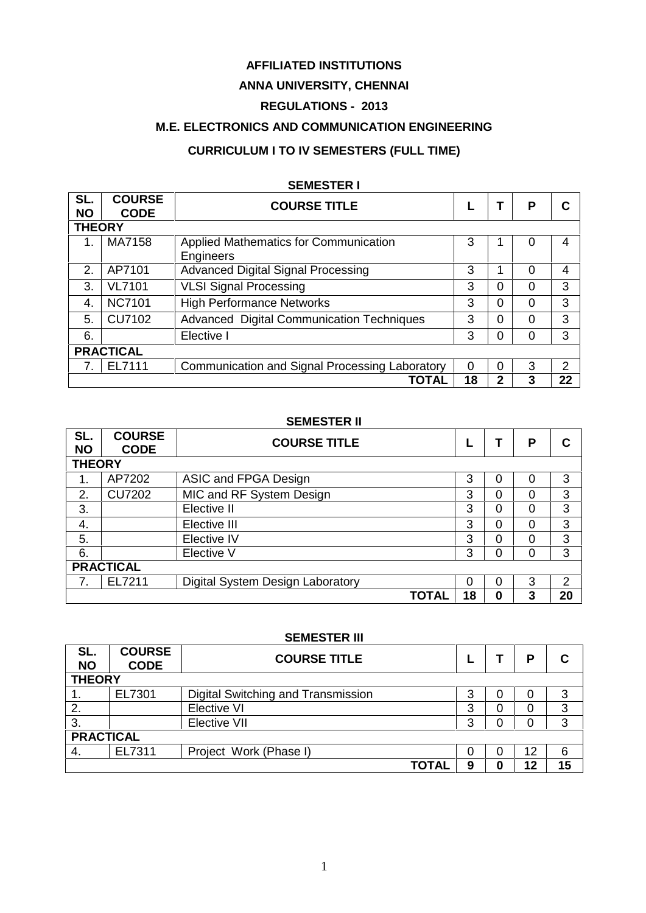**AFFILIATED INSTITUTIONS**

**ANNA UNIVERSITY, CHENNAI**

**REGULATIONS - 2013**

**M.E. ELECTRONICS AND COMMUNICATION ENGINEERING**

**CURRICULUM I TO IV SEMESTERS (FULL TIME)**

**SEMESTER I**

| SL. NO | COURSE CODE | COURSE TITLE | L | T | P | C |
|---|---|---|---|---|---|---|
| **THEORY** | | | | | | |
| 1. | MA7158 | Applied Mathematics for Communication Engineers | 3 | 1 | 0 | 4 |
| 2. | AP7101 | Advanced Digital Signal Processing | 3 | 1 | 0 | 4 |
| 3. | VL7101 | VLSI Signal Processing | 3 | 0 | 0 | 3 |
| 4. | NC7101 | High Performance Networks | 3 | 0 | 0 | 3 |
| 5. | CU7102 | Advanced Digital Communication Techniques | 3 | 0 | 0 | 3 |
| 6. | | Elective I | 3 | 0 | 0 | 3 |
| **PRACTICAL** | | | | | | |
| 7. | EL7111 | Communication and Signal Processing Laboratory | 0 | 0 | 3 | 2 |
| | | **TOTAL** | **18** | **2** | **3** | **22** |

**SEMESTER II**

| SL. NO | COURSE CODE | COURSE TITLE | L | T | P | C |
|---|---|---|---|---|---|---|
| **THEORY** | | | | | | |
| 1. | AP7202 | ASIC and FPGA Design | 3 | 0 | 0 | 3 |
| 2. | CU7202 | MIC and RF System Design | 3 | 0 | 0 | 3 |
| 3. | | Elective II | 3 | 0 | 0 | 3 |
| 4. | | Elective III | 3 | 0 | 0 | 3 |
| 5. | | Elective IV | 3 | 0 | 0 | 3 |
| 6. | | Elective V | 3 | 0 | 0 | 3 |
| **PRACTICAL** | | | | | | |
| 7. | EL7211 | Digital System Design Laboratory | 0 | 0 | 3 | 2 |
| | | **TOTAL** | **18** | **0** | **3** | **20** |

**SEMESTER III**

| SL. NO | COURSE CODE | COURSE TITLE | L | T | P | C |
|---|---|---|---|---|---|---|
| **THEORY** | | | | | | |
| 1. | EL7301 | Digital Switching and Transmission | 3 | 0 | 0 | 3 |
| 2. | | Elective VI | 3 | 0 | 0 | 3 |
| 3. | | Elective VII | 3 | 0 | 0 | 3 |
| **PRACTICAL** | | | | | | |
| 4. | EL7311 | Project Work (Phase I) | 0 | 0 | 12 | 6 |
| | | **TOTAL** | **9** | **0** | **12** | **15** |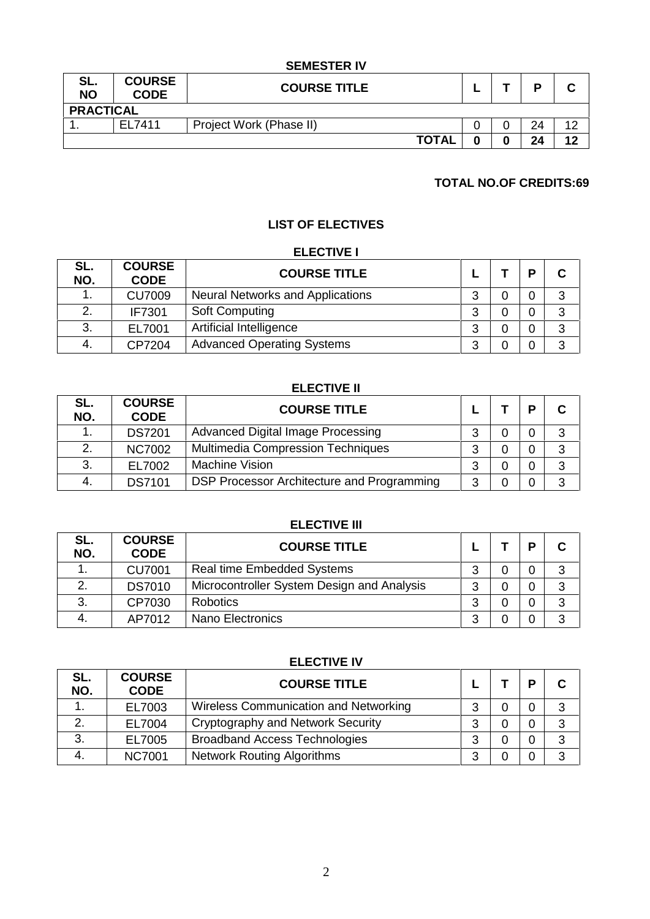### SEMESTER IV

| SL. NO | COURSE CODE | COURSE TITLE | L | T | P | C |
|---|---|---|---|---|---|---|
| **PRACTICAL** | | | | | | |
| 1. | EL7411 | Project Work (Phase II) | 0 | 0 | 24 | 12 |
| | | **TOTAL** | **0** | **0** | **24** | **12** |

**TOTAL NO.OF CREDITS:69**

## LIST OF ELECTIVES

### ELECTIVE I

| SL. NO. | COURSE CODE | COURSE TITLE | L | T | P | C |
|---|---|---|---|---|---|---|
| 1. | CU7009 | Neural Networks and Applications | 3 | 0 | 0 | 3 |
| 2. | IF7301 | Soft Computing | 3 | 0 | 0 | 3 |
| 3. | EL7001 | Artificial Intelligence | 3 | 0 | 0 | 3 |
| 4. | CP7204 | Advanced Operating Systems | 3 | 0 | 0 | 3 |

### ELECTIVE II

| SL. NO. | COURSE CODE | COURSE TITLE | L | T | P | C |
|---|---|---|---|---|---|---|
| 1. | DS7201 | Advanced Digital Image Processing | 3 | 0 | 0 | 3 |
| 2. | NC7002 | Multimedia Compression Techniques | 3 | 0 | 0 | 3 |
| 3. | EL7002 | Machine Vision | 3 | 0 | 0 | 3 |
| 4. | DS7101 | DSP Processor Architecture and Programming | 3 | 0 | 0 | 3 |

### ELECTIVE III

| SL. NO. | COURSE CODE | COURSE TITLE | L | T | P | C |
|---|---|---|---|---|---|---|
| 1. | CU7001 | Real time Embedded Systems | 3 | 0 | 0 | 3 |
| 2. | DS7010 | Microcontroller System Design and Analysis | 3 | 0 | 0 | 3 |
| 3. | CP7030 | Robotics | 3 | 0 | 0 | 3 |
| 4. | AP7012 | Nano Electronics | 3 | 0 | 0 | 3 |

### ELECTIVE IV

| SL. NO. | COURSE CODE | COURSE TITLE | L | T | P | C |
|---|---|---|---|---|---|---|
| 1. | EL7003 | Wireless Communication and Networking | 3 | 0 | 0 | 3 |
| 2. | EL7004 | Cryptography and Network Security | 3 | 0 | 0 | 3 |
| 3. | EL7005 | Broadband Access Technologies | 3 | 0 | 0 | 3 |
| 4. | NC7001 | Network Routing Algorithms | 3 | 0 | 0 | 3 |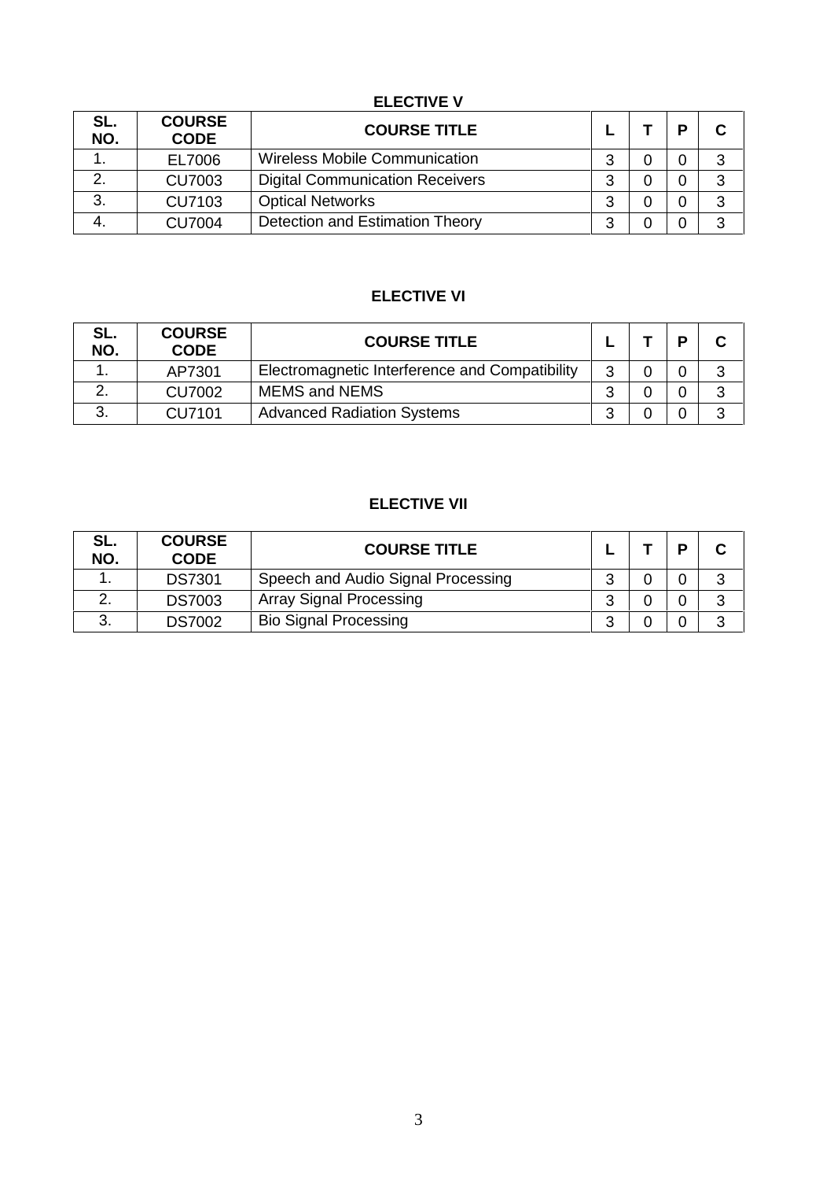## ELECTIVE V

| SL. NO. | COURSE CODE | COURSE TITLE | L | T | P | C |
|---|---|---|---|---|---|---|
| 1. | EL7006 | Wireless Mobile Communication | 3 | 0 | 0 | 3 |
| 2. | CU7003 | Digital Communication Receivers | 3 | 0 | 0 | 3 |
| 3. | CU7103 | Optical Networks | 3 | 0 | 0 | 3 |
| 4. | CU7004 | Detection and Estimation Theory | 3 | 0 | 0 | 3 |

## ELECTIVE VI

| SL. NO. | COURSE CODE | COURSE TITLE | L | T | P | C |
|---|---|---|---|---|---|---|
| 1. | AP7301 | Electromagnetic Interference and Compatibility | 3 | 0 | 0 | 3 |
| 2. | CU7002 | MEMS and NEMS | 3 | 0 | 0 | 3 |
| 3. | CU7101 | Advanced Radiation Systems | 3 | 0 | 0 | 3 |

## ELECTIVE VII

| SL. NO. | COURSE CODE | COURSE TITLE | L | T | P | C |
|---|---|---|---|---|---|---|
| 1. | DS7301 | Speech and Audio Signal Processing | 3 | 0 | 0 | 3 |
| 2. | DS7003 | Array Signal Processing | 3 | 0 | 0 | 3 |
| 3. | DS7002 | Bio Signal Processing | 3 | 0 | 0 | 3 |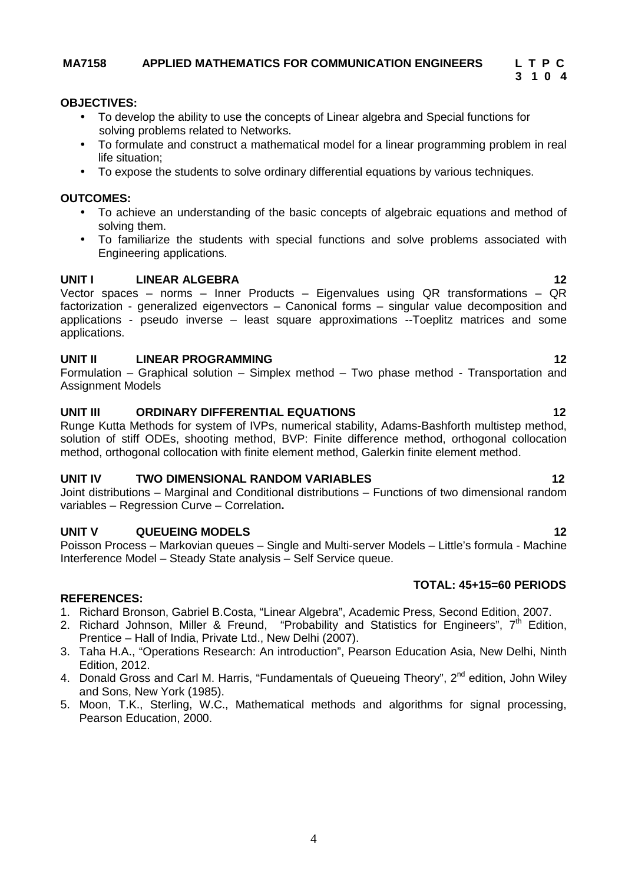**MA7158 APPLIED MATHEMATICS FOR COMMUNICATION ENGINEERS**

| L | T | P | C |
|---|---|---|---|
| 3 | 1 | 0 | 4 |

**OBJECTIVES:**

- To develop the ability to use the concepts of Linear algebra and Special functions for solving problems related to Networks.
- To formulate and construct a mathematical model for a linear programming problem in real life situation;
- To expose the students to solve ordinary differential equations by various techniques.

**OUTCOMES:**

- To achieve an understanding of the basic concepts of algebraic equations and method of solving them.
- To familiarize the students with special functions and solve problems associated with Engineering applications.

**UNIT I LINEAR ALGEBRA 12**

Vector spaces – norms – Inner Products – Eigenvalues using QR transformations – QR factorization - generalized eigenvectors – Canonical forms – singular value decomposition and applications - pseudo inverse – least square approximations --Toeplitz matrices and some applications.

**UNIT II LINEAR PROGRAMMING 12**

Formulation – Graphical solution – Simplex method – Two phase method - Transportation and Assignment Models

**UNIT III ORDINARY DIFFERENTIAL EQUATIONS 12**

Runge Kutta Methods for system of IVPs, numerical stability, Adams-Bashforth multistep method, solution of stiff ODEs, shooting method, BVP: Finite difference method, orthogonal collocation method, orthogonal collocation with finite element method, Galerkin finite element method.

**UNIT IV TWO DIMENSIONAL RANDOM VARIABLES 12**

Joint distributions – Marginal and Conditional distributions – Functions of two dimensional random variables – Regression Curve – Correlation**.**

**UNIT V QUEUEING MODELS 12**

Poisson Process – Markovian queues – Single and Multi-server Models – Little's formula - Machine Interference Model – Steady State analysis – Self Service queue.

**TOTAL: 45+15=60 PERIODS**

**REFERENCES:**

1. Richard Bronson, Gabriel B.Costa, "Linear Algebra", Academic Press, Second Edition, 2007.
2. Richard Johnson, Miller & Freund, "Probability and Statistics for Engineers", 7th Edition, Prentice – Hall of India, Private Ltd., New Delhi (2007).
3. Taha H.A., "Operations Research: An introduction", Pearson Education Asia, New Delhi, Ninth Edition, 2012.
4. Donald Gross and Carl M. Harris, "Fundamentals of Queueing Theory", 2nd edition, John Wiley and Sons, New York (1985).
5. Moon, T.K., Sterling, W.C., Mathematical methods and algorithms for signal processing, Pearson Education, 2000.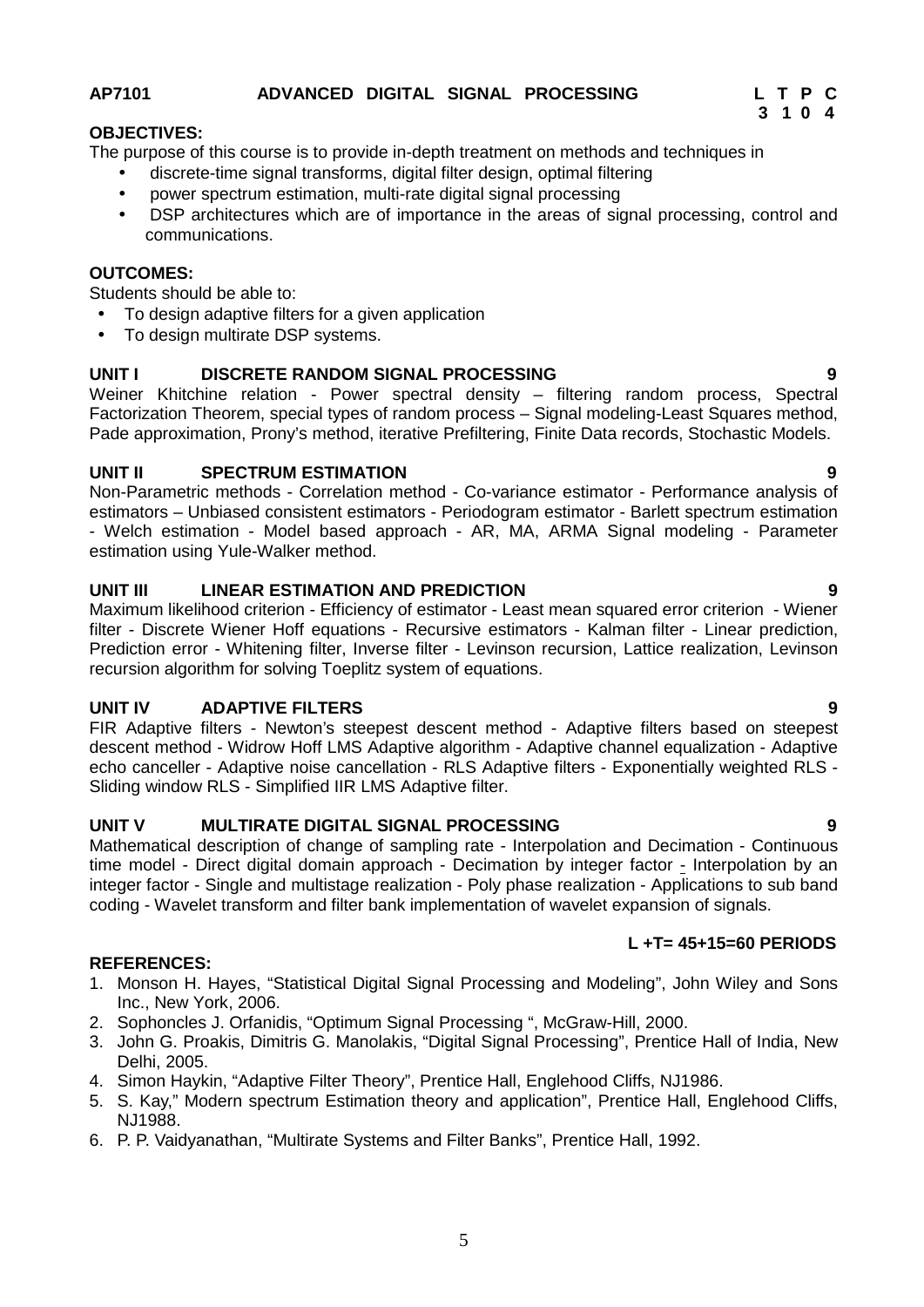**AP7101 ADVANCED DIGITAL SIGNAL PROCESSING**

| L | T | P | C |
|---|---|---|---|
| 3 | 1 | 0 | 4 |

**OBJECTIVES:**

The purpose of this course is to provide in-depth treatment on methods and techniques in

- discrete-time signal transforms, digital filter design, optimal filtering
- power spectrum estimation, multi-rate digital signal processing
- DSP architectures which are of importance in the areas of signal processing, control and communications.

**OUTCOMES:**

Students should be able to:

- To design adaptive filters for a given application
- To design multirate DSP systems.

**UNIT I DISCRETE RANDOM SIGNAL PROCESSING 9**

Weiner Khitchine relation - Power spectral density – filtering random process, Spectral Factorization Theorem, special types of random process – Signal modeling-Least Squares method, Pade approximation, Prony's method, iterative Prefiltering, Finite Data records, Stochastic Models.

**UNIT II SPECTRUM ESTIMATION 9**

Non-Parametric methods - Correlation method - Co-variance estimator - Performance analysis of estimators – Unbiased consistent estimators - Periodogram estimator - Barlett spectrum estimation - Welch estimation - Model based approach - AR, MA, ARMA Signal modeling - Parameter estimation using Yule-Walker method.

**UNIT III LINEAR ESTIMATION AND PREDICTION 9**

Maximum likelihood criterion - Efficiency of estimator - Least mean squared error criterion - Wiener filter - Discrete Wiener Hoff equations - Recursive estimators - Kalman filter - Linear prediction, Prediction error - Whitening filter, Inverse filter - Levinson recursion, Lattice realization, Levinson recursion algorithm for solving Toeplitz system of equations.

**UNIT IV ADAPTIVE FILTERS 9**

FIR Adaptive filters - Newton's steepest descent method - Adaptive filters based on steepest descent method - Widrow Hoff LMS Adaptive algorithm - Adaptive channel equalization - Adaptive echo canceller - Adaptive noise cancellation - RLS Adaptive filters - Exponentially weighted RLS - Sliding window RLS - Simplified IIR LMS Adaptive filter.

**UNIT V MULTIRATE DIGITAL SIGNAL PROCESSING 9**

Mathematical description of change of sampling rate - Interpolation and Decimation - Continuous time model - Direct digital domain approach - Decimation by integer factor - Interpolation by an integer factor - Single and multistage realization - Poly phase realization - Applications to sub band coding - Wavelet transform and filter bank implementation of wavelet expansion of signals.

**L +T= 45+15=60 PERIODS**

**REFERENCES:**

1. Monson H. Hayes, "Statistical Digital Signal Processing and Modeling", John Wiley and Sons Inc., New York, 2006.
2. Sophoncles J. Orfanidis, "Optimum Signal Processing ", McGraw-Hill, 2000.
3. John G. Proakis, Dimitris G. Manolakis, "Digital Signal Processing", Prentice Hall of India, New Delhi, 2005.
4. Simon Haykin, "Adaptive Filter Theory", Prentice Hall, Englehood Cliffs, NJ1986.
5. S. Kay," Modern spectrum Estimation theory and application", Prentice Hall, Englehood Cliffs, NJ1988.
6. P. P. Vaidyanathan, "Multirate Systems and Filter Banks", Prentice Hall, 1992.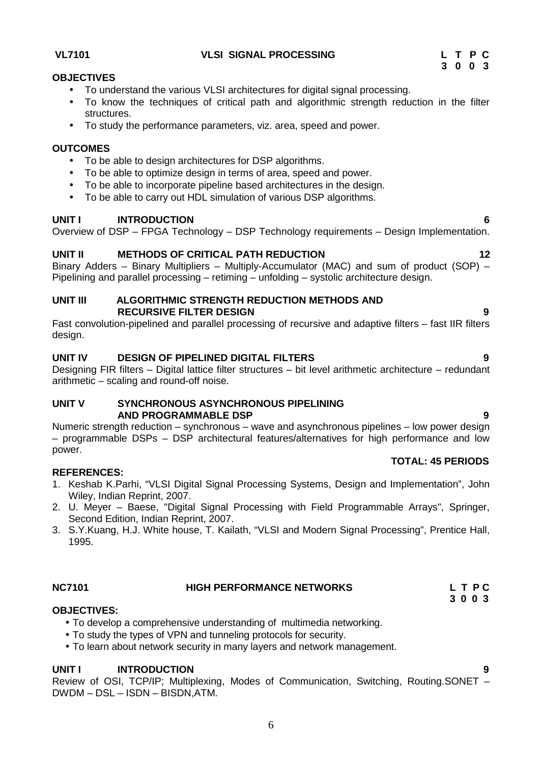**VL7101 VLSI SIGNAL PROCESSING**

| L | T | P | C |
|---|---|---|---|
| 3 | 0 | 0 | 3 |

**OBJECTIVES**

- To understand the various VLSI architectures for digital signal processing.
- To know the techniques of critical path and algorithmic strength reduction in the filter structures.
- To study the performance parameters, viz. area, speed and power.

**OUTCOMES**

- To be able to design architectures for DSP algorithms.
- To be able to optimize design in terms of area, speed and power.
- To be able to incorporate pipeline based architectures in the design.
- To be able to carry out HDL simulation of various DSP algorithms.

**UNIT I INTRODUCTION 6**

Overview of DSP – FPGA Technology – DSP Technology requirements – Design Implementation.

**UNIT II METHODS OF CRITICAL PATH REDUCTION 12**

Binary Adders – Binary Multipliers – Multiply-Accumulator (MAC) and sum of product (SOP) – Pipelining and parallel processing – retiming – unfolding – systolic architecture design.

**UNIT III ALGORITHMIC STRENGTH REDUCTION METHODS AND RECURSIVE FILTER DESIGN 9**

Fast convolution-pipelined and parallel processing of recursive and adaptive filters – fast IIR filters design.

**UNIT IV DESIGN OF PIPELINED DIGITAL FILTERS 9**

Designing FIR filters – Digital lattice filter structures – bit level arithmetic architecture – redundant arithmetic – scaling and round-off noise.

**UNIT V SYNCHRONOUS ASYNCHRONOUS PIPELINING AND PROGRAMMABLE DSP 9**

Numeric strength reduction – synchronous – wave and asynchronous pipelines – low power design – programmable DSPs – DSP architectural features/alternatives for high performance and low power.

**TOTAL: 45 PERIODS**

**REFERENCES:**

1. Keshab K.Parhi, "VLSI Digital Signal Processing Systems, Design and Implementation", John Wiley, Indian Reprint, 2007.
2. U. Meyer – Baese, "Digital Signal Processing with Field Programmable Arrays", Springer, Second Edition, Indian Reprint, 2007.
3. S.Y.Kuang, H.J. White house, T. Kailath, "VLSI and Modern Signal Processing", Prentice Hall, 1995.

**NC7101 HIGH PERFORMANCE NETWORKS**

| L | T | P | C |
|---|---|---|---|
| 3 | 0 | 0 | 3 |

**OBJECTIVES:**

- To develop a comprehensive understanding of multimedia networking.
- To study the types of VPN and tunneling protocols for security.
- To learn about network security in many layers and network management.

**UNIT I INTRODUCTION 9**

Review of OSI, TCP/IP; Multiplexing, Modes of Communication, Switching, Routing.SONET – DWDM – DSL – ISDN – BISDN,ATM.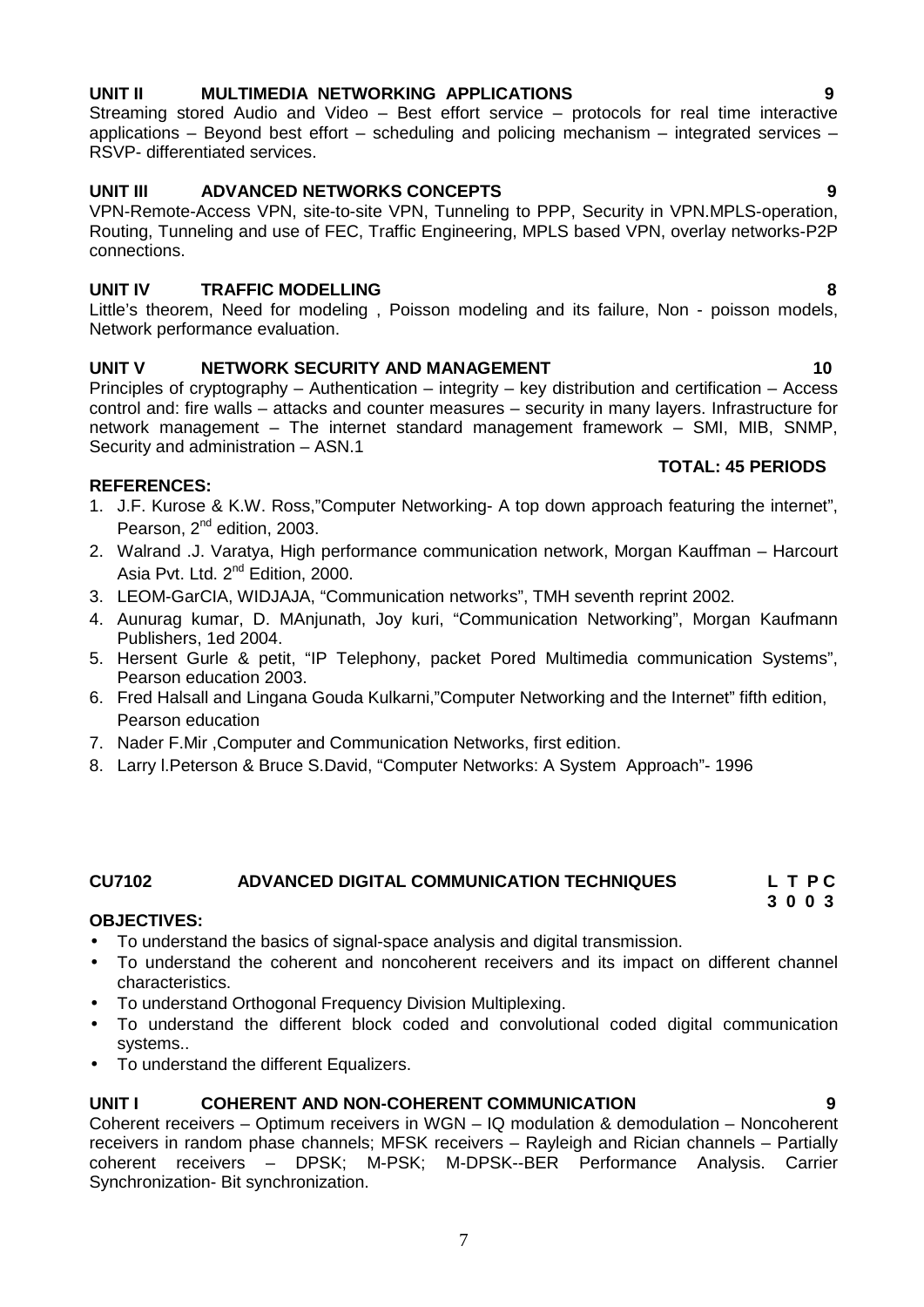**UNIT II MULTIMEDIA NETWORKING APPLICATIONS 9**

Streaming stored Audio and Video – Best effort service – protocols for real time interactive applications – Beyond best effort – scheduling and policing mechanism – integrated services – RSVP- differentiated services.

**UNIT III ADVANCED NETWORKS CONCEPTS 9**

VPN-Remote-Access VPN, site-to-site VPN, Tunneling to PPP, Security in VPN.MPLS-operation, Routing, Tunneling and use of FEC, Traffic Engineering, MPLS based VPN, overlay networks-P2P connections.

**UNIT IV TRAFFIC MODELLING 8**

Little's theorem, Need for modeling , Poisson modeling and its failure, Non - poisson models, Network performance evaluation.

**UNIT V NETWORK SECURITY AND MANAGEMENT 10**

Principles of cryptography – Authentication – integrity – key distribution and certification – Access control and: fire walls – attacks and counter measures – security in many layers. Infrastructure for network management – The internet standard management framework – SMI, MIB, SNMP, Security and administration – ASN.1

**TOTAL: 45 PERIODS**

**REFERENCES:**

1. J.F. Kurose & K.W. Ross,"Computer Networking- A top down approach featuring the internet", Pearson, 2nd edition, 2003.
2. Walrand .J. Varatya, High performance communication network, Morgan Kauffman – Harcourt Asia Pvt. Ltd. 2nd Edition, 2000.
3. LEOM-GarCIA, WIDJAJA, "Communication networks", TMH seventh reprint 2002.
4. Aunurag kumar, D. MAnjunath, Joy kuri, "Communication Networking", Morgan Kaufmann Publishers, 1ed 2004.
5. Hersent Gurle & petit, "IP Telephony, packet Pored Multimedia communication Systems", Pearson education 2003.
6. Fred Halsall and Lingana Gouda Kulkarni,"Computer Networking and the Internet" fifth edition, Pearson education
7. Nader F.Mir ,Computer and Communication Networks, first edition.
8. Larry l.Peterson & Bruce S.David, "Computer Networks: A System Approach"- 1996

**CU7102 ADVANCED DIGITAL COMMUNICATION TECHNIQUES L T P C**
**3 0 0 3**

**OBJECTIVES:**

- To understand the basics of signal-space analysis and digital transmission.
- To understand the coherent and noncoherent receivers and its impact on different channel characteristics.
- To understand Orthogonal Frequency Division Multiplexing.
- To understand the different block coded and convolutional coded digital communication systems..
- To understand the different Equalizers.

**UNIT I COHERENT AND NON-COHERENT COMMUNICATION 9**

Coherent receivers – Optimum receivers in WGN – IQ modulation & demodulation – Noncoherent receivers in random phase channels; MFSK receivers – Rayleigh and Rician channels – Partially coherent receivers – DPSK; M-PSK; M-DPSK--BER Performance Analysis. Carrier Synchronization- Bit synchronization.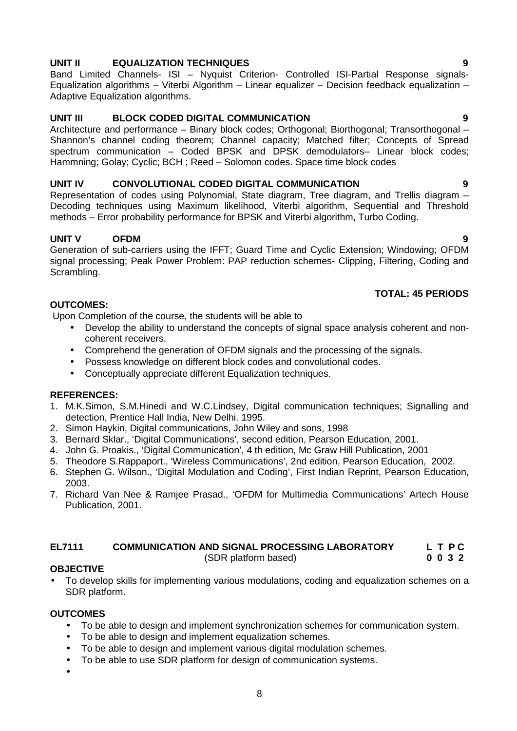**UNIT II EQUALIZATION TECHNIQUES 9**

Band Limited Channels- ISI – Nyquist Criterion- Controlled ISI-Partial Response signals-Equalization algorithms – Viterbi Algorithm – Linear equalizer – Decision feedback equalization – Adaptive Equalization algorithms.

**UNIT III BLOCK CODED DIGITAL COMMUNICATION 9**

Architecture and performance – Binary block codes; Orthogonal; Biorthogonal; Transorthogonal – Shannon's channel coding theorem; Channel capacity; Matched filter; Concepts of Spread spectrum communication – Coded BPSK and DPSK demodulators– Linear block codes; Hammning; Golay; Cyclic; BCH ; Reed – Solomon codes. Space time block codes

**UNIT IV CONVOLUTIONAL CODED DIGITAL COMMUNICATION 9**

Representation of codes using Polynomial, State diagram, Tree diagram, and Trellis diagram – Decoding techniques using Maximum likelihood, Viterbi algorithm, Sequential and Threshold methods – Error probability performance for BPSK and Viterbi algorithm, Turbo Coding.

**UNIT V OFDM 9**

Generation of sub-carriers using the IFFT; Guard Time and Cyclic Extension; Windowing; OFDM signal processing; Peak Power Problem: PAP reduction schemes- Clipping, Filtering, Coding and Scrambling.

**TOTAL: 45 PERIODS**

**OUTCOMES:**

Upon Completion of the course, the students will be able to

- Develop the ability to understand the concepts of signal space analysis coherent and non-coherent receivers.
- Comprehend the generation of OFDM signals and the processing of the signals.
- Possess knowledge on different block codes and convolutional codes.
- Conceptually appreciate different Equalization techniques.

**REFERENCES:**

1. M.K.Simon, S.M.Hinedi and W.C.Lindsey, Digital communication techniques; Signalling and detection, Prentice Hall India, New Delhi. 1995.
2. Simon Haykin, Digital communications, John Wiley and sons, 1998
3. Bernard Sklar., 'Digital Communications', second edition, Pearson Education, 2001.
4. John G. Proakis., 'Digital Communication', 4 th edition, Mc Graw Hill Publication, 2001
5. Theodore S.Rappaport., 'Wireless Communications', 2nd edition, Pearson Education, 2002.
6. Stephen G. Wilson., 'Digital Modulation and Coding', First Indian Reprint, Pearson Education, 2003.
7. Richard Van Nee & Ramjee Prasad., 'OFDM for Multimedia Communications' Artech House Publication, 2001.

**EL7111 COMMUNICATION AND SIGNAL PROCESSING LABORATORY L T P C**
**(SDR platform based) 0 0 3 2**

**OBJECTIVE**

- To develop skills for implementing various modulations, coding and equalization schemes on a SDR platform.

**OUTCOMES**

- To be able to design and implement synchronization schemes for communication system.
- To be able to design and implement equalization schemes.
- To be able to design and implement various digital modulation schemes.
- To be able to use SDR platform for design of communication systems.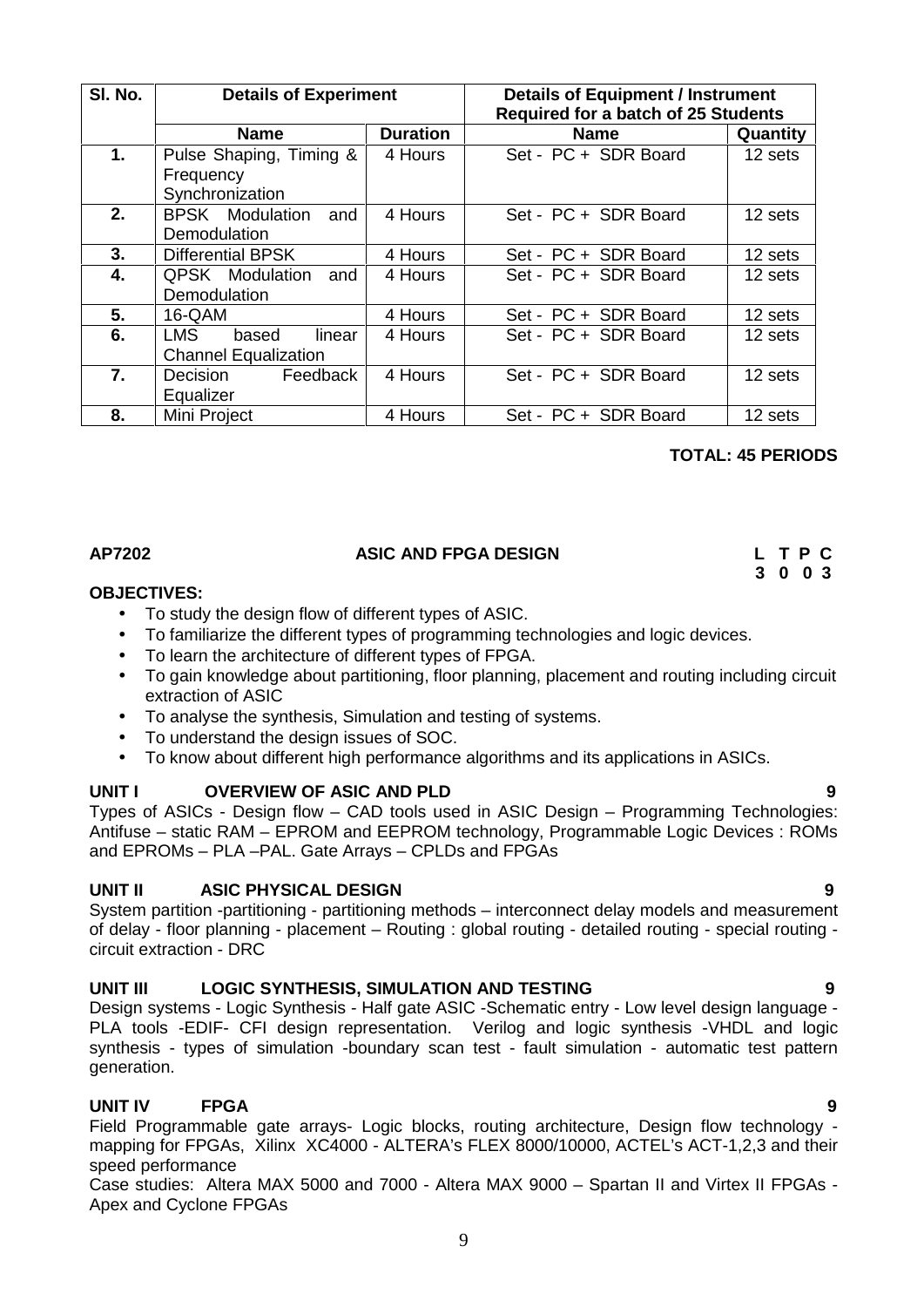| Sl. No. | Details of Experiment | | Details of Equipment / Instrument Required for a batch of 25 Students | |
|---|---|---|---|---|
| | **Name** | **Duration** | **Name** | **Quantity** |
| **1.** | Pulse Shaping, Timing & Frequency Synchronization | 4 Hours | Set - PC + SDR Board | 12 sets |
| **2.** | BPSK Modulation and Demodulation | 4 Hours | Set - PC + SDR Board | 12 sets |
| **3.** | Differential BPSK | 4 Hours | Set - PC + SDR Board | 12 sets |
| **4.** | QPSK Modulation and Demodulation | 4 Hours | Set - PC + SDR Board | 12 sets |
| **5.** | 16-QAM | 4 Hours | Set - PC + SDR Board | 12 sets |
| **6.** | LMS based linear Channel Equalization | 4 Hours | Set - PC + SDR Board | 12 sets |
| **7.** | Decision Feedback Equalizer | 4 Hours | Set - PC + SDR Board | 12 sets |
| **8.** | Mini Project | 4 Hours | Set - PC + SDR Board | 12 sets |

**TOTAL: 45 PERIODS**

**AP7202 ASIC AND FPGA DESIGN**

**L T P C**
**3 0 0 3**

**OBJECTIVES:**

- To study the design flow of different types of ASIC.
- To familiarize the different types of programming technologies and logic devices.
- To learn the architecture of different types of FPGA.
- To gain knowledge about partitioning, floor planning, placement and routing including circuit extraction of ASIC
- To analyse the synthesis, Simulation and testing of systems.
- To understand the design issues of SOC.
- To know about different high performance algorithms and its applications in ASICs.

**UNIT I OVERVIEW OF ASIC AND PLD 9**

Types of ASICs - Design flow – CAD tools used in ASIC Design – Programming Technologies: Antifuse – static RAM – EPROM and EEPROM technology, Programmable Logic Devices : ROMs and EPROMs – PLA –PAL. Gate Arrays – CPLDs and FPGAs

**UNIT II ASIC PHYSICAL DESIGN 9**

System partition -partitioning - partitioning methods – interconnect delay models and measurement of delay - floor planning - placement – Routing : global routing - detailed routing - special routing - circuit extraction - DRC

**UNIT III LOGIC SYNTHESIS, SIMULATION AND TESTING 9**

Design systems - Logic Synthesis - Half gate ASIC -Schematic entry - Low level design language - PLA tools -EDIF- CFI design representation. Verilog and logic synthesis -VHDL and logic synthesis - types of simulation -boundary scan test - fault simulation - automatic test pattern generation.

**UNIT IV FPGA 9**

Field Programmable gate arrays- Logic blocks, routing architecture, Design flow technology - mapping for FPGAs, Xilinx XC4000 - ALTERA's FLEX 8000/10000, ACTEL's ACT-1,2,3 and their speed performance

Case studies: Altera MAX 5000 and 7000 - Altera MAX 9000 – Spartan II and Virtex II FPGAs - Apex and Cyclone FPGAs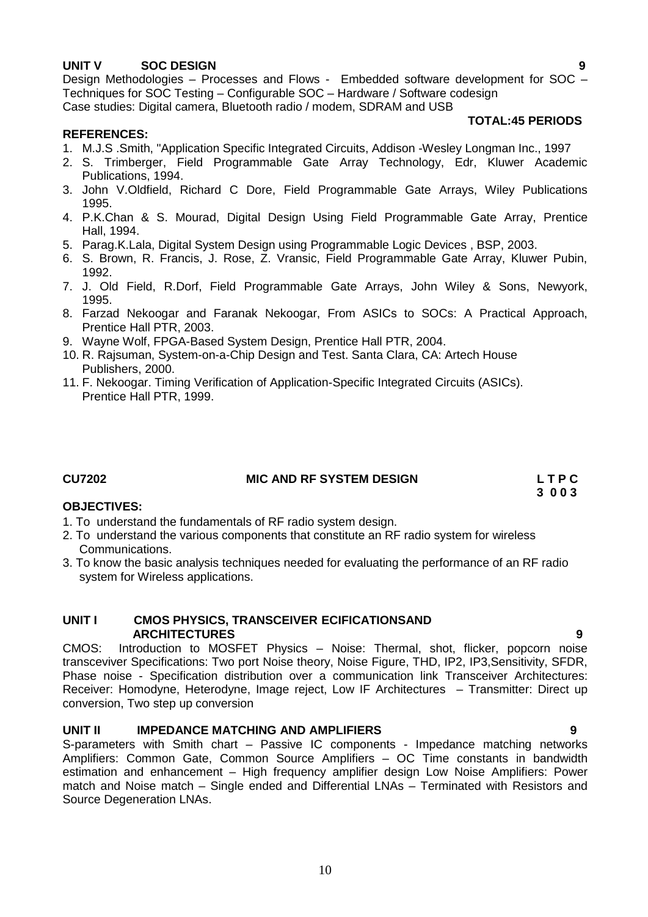**UNIT V SOC DESIGN 9**

Design Methodologies – Processes and Flows - Embedded software development for SOC – Techniques for SOC Testing – Configurable SOC – Hardware / Software codesign
Case studies: Digital camera, Bluetooth radio / modem, SDRAM and USB

**TOTAL:45 PERIODS**

**REFERENCES:**

1. M.J.S .Smith, "Application Specific Integrated Circuits, Addison -Wesley Longman Inc., 1997
2. S. Trimberger, Field Programmable Gate Array Technology, Edr, Kluwer Academic Publications, 1994.
3. John V.Oldfield, Richard C Dore, Field Programmable Gate Arrays, Wiley Publications 1995.
4. P.K.Chan & S. Mourad, Digital Design Using Field Programmable Gate Array, Prentice Hall, 1994.
5. Parag.K.Lala, Digital System Design using Programmable Logic Devices , BSP, 2003.
6. S. Brown, R. Francis, J. Rose, Z. Vransic, Field Programmable Gate Array, Kluwer Pubin, 1992.
7. J. Old Field, R.Dorf, Field Programmable Gate Arrays, John Wiley & Sons, Newyork, 1995.
8. Farzad Nekoogar and Faranak Nekoogar, From ASICs to SOCs: A Practical Approach, Prentice Hall PTR, 2003.
9. Wayne Wolf, FPGA-Based System Design, Prentice Hall PTR, 2004.
10. R. Rajsuman, System-on-a-Chip Design and Test. Santa Clara, CA: Artech House Publishers, 2000.
11. F. Nekoogar. Timing Verification of Application-Specific Integrated Circuits (ASICs). Prentice Hall PTR, 1999.

## CU7202 MIC AND RF SYSTEM DESIGN

**L T P C**
**3 0 0 3**

**OBJECTIVES:**

1. To understand the fundamentals of RF radio system design.
2. To understand the various components that constitute an RF radio system for wireless Communications.
3. To know the basic analysis techniques needed for evaluating the performance of an RF radio system for Wireless applications.

**UNIT I CMOS PHYSICS, TRANSCEIVER ECIFICATIONSAND ARCHITECTURES 9**

CMOS: Introduction to MOSFET Physics – Noise: Thermal, shot, flicker, popcorn noise transceviver Specifications: Two port Noise theory, Noise Figure, THD, IP2, IP3,Sensitivity, SFDR, Phase noise - Specification distribution over a communication link Transceiver Architectures: Receiver: Homodyne, Heterodyne, Image reject, Low IF Architectures – Transmitter: Direct up conversion, Two step up conversion

**UNIT II IMPEDANCE MATCHING AND AMPLIFIERS 9**

S-parameters with Smith chart – Passive IC components - Impedance matching networks Amplifiers: Common Gate, Common Source Amplifiers – OC Time constants in bandwidth estimation and enhancement – High frequency amplifier design Low Noise Amplifiers: Power match and Noise match – Single ended and Differential LNAs – Terminated with Resistors and Source Degeneration LNAs.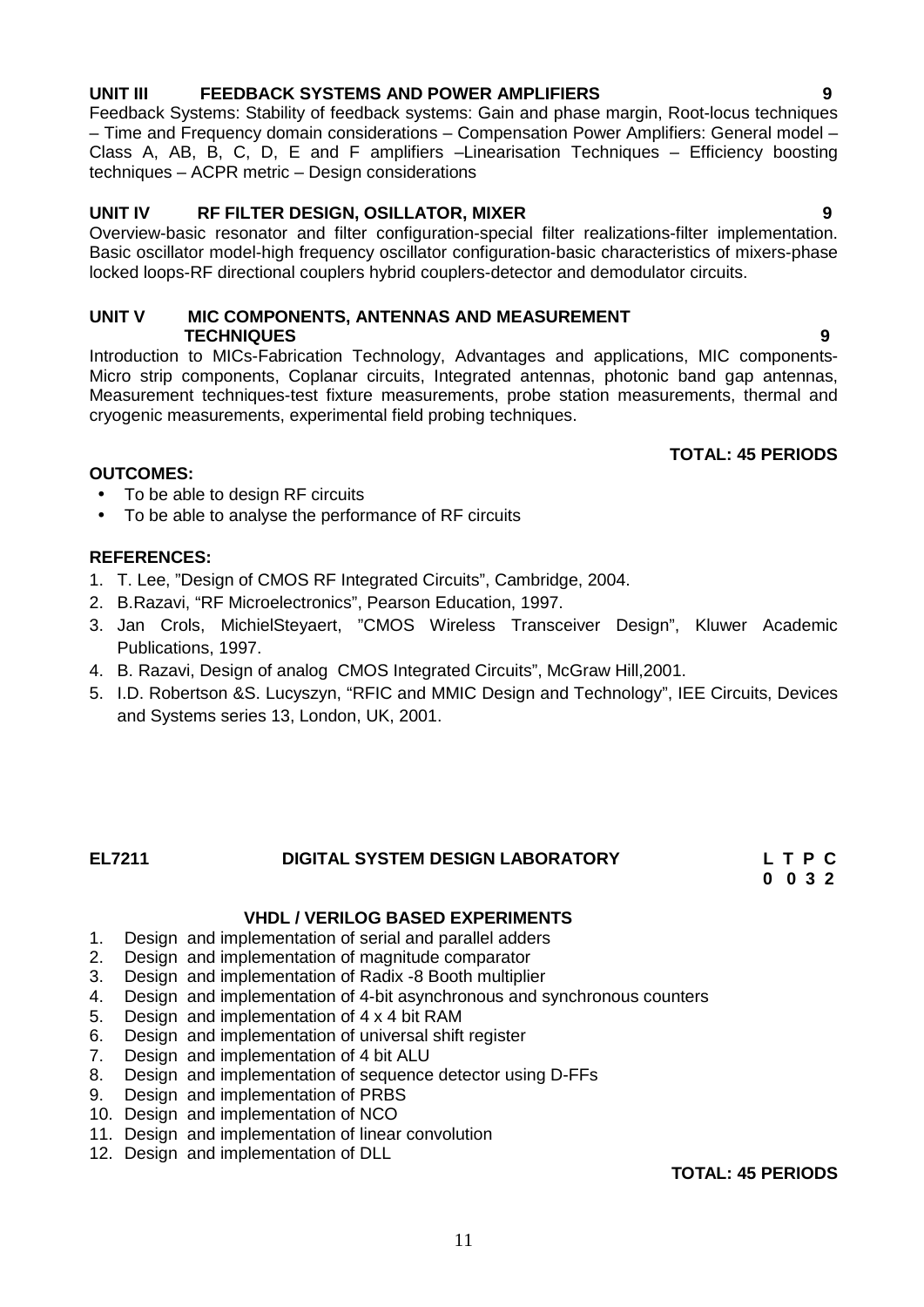**UNIT III FEEDBACK SYSTEMS AND POWER AMPLIFIERS 9**

Feedback Systems: Stability of feedback systems: Gain and phase margin, Root-locus techniques – Time and Frequency domain considerations – Compensation Power Amplifiers: General model – Class A, AB, B, C, D, E and F amplifiers –Linearisation Techniques – Efficiency boosting techniques – ACPR metric – Design considerations

**UNIT IV RF FILTER DESIGN, OSILLATOR, MIXER 9**

Overview-basic resonator and filter configuration-special filter realizations-filter implementation. Basic oscillator model-high frequency oscillator configuration-basic characteristics of mixers-phase locked loops-RF directional couplers hybrid couplers-detector and demodulator circuits.

**UNIT V MIC COMPONENTS, ANTENNAS AND MEASUREMENT TECHNIQUES 9**

Introduction to MICs-Fabrication Technology, Advantages and applications, MIC components-Micro strip components, Coplanar circuits, Integrated antennas, photonic band gap antennas, Measurement techniques-test fixture measurements, probe station measurements, thermal and cryogenic measurements, experimental field probing techniques.

**TOTAL: 45 PERIODS**

**OUTCOMES:**

- To be able to design RF circuits
- To be able to analyse the performance of RF circuits

**REFERENCES:**

1. T. Lee, "Design of CMOS RF Integrated Circuits", Cambridge, 2004.
2. B.Razavi, "RF Microelectronics", Pearson Education, 1997.
3. Jan Crols, MichielSteyaert, "CMOS Wireless Transceiver Design", Kluwer Academic Publications, 1997.
4. B. Razavi, Design of analog CMOS Integrated Circuits", McGraw Hill,2001.
5. I.D. Robertson &S. Lucyszyn, "RFIC and MMIC Design and Technology", IEE Circuits, Devices and Systems series 13, London, UK, 2001.

## EL7211 DIGITAL SYSTEM DESIGN LABORATORY

| L | T | P | C |
|---|---|---|---|
| 0 | 0 | 3 | 2 |

**VHDL / VERILOG BASED EXPERIMENTS**

1. Design and implementation of serial and parallel adders
2. Design and implementation of magnitude comparator
3. Design and implementation of Radix -8 Booth multiplier
4. Design and implementation of 4-bit asynchronous and synchronous counters
5. Design and implementation of 4 x 4 bit RAM
6. Design and implementation of universal shift register
7. Design and implementation of 4 bit ALU
8. Design and implementation of sequence detector using D-FFs
9. Design and implementation of PRBS
10. Design and implementation of NCO
11. Design and implementation of linear convolution
12. Design and implementation of DLL

**TOTAL: 45 PERIODS**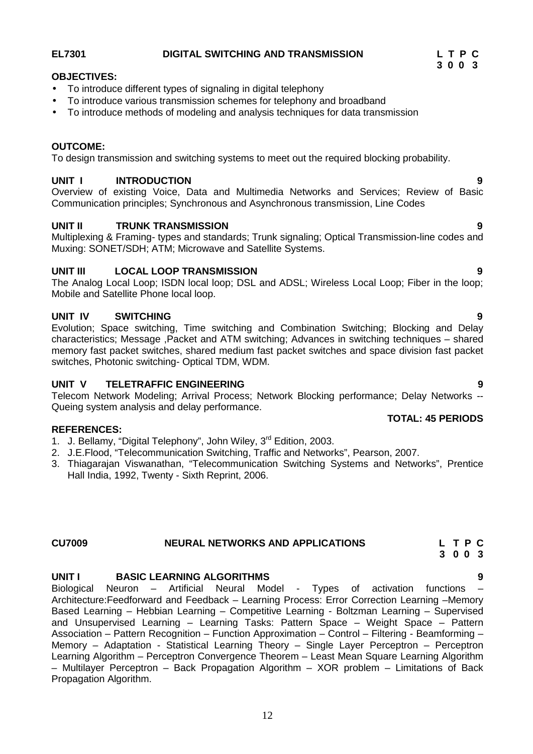**EL7301 DIGITAL SWITCHING AND TRANSMISSION**

| L | T | P | C |
|---|---|---|---|
| 3 | 0 | 0 | 3 |

**OBJECTIVES:**

- To introduce different types of signaling in digital telephony
- To introduce various transmission schemes for telephony and broadband
- To introduce methods of modeling and analysis techniques for data transmission

**OUTCOME:**

To design transmission and switching systems to meet out the required blocking probability.

**UNIT I INTRODUCTION 9**

Overview of existing Voice, Data and Multimedia Networks and Services; Review of Basic Communication principles; Synchronous and Asynchronous transmission, Line Codes

**UNIT II TRUNK TRANSMISSION 9**

Multiplexing & Framing- types and standards; Trunk signaling; Optical Transmission-line codes and Muxing: SONET/SDH; ATM; Microwave and Satellite Systems.

**UNIT III LOCAL LOOP TRANSMISSION 9**

The Analog Local Loop; ISDN local loop; DSL and ADSL; Wireless Local Loop; Fiber in the loop; Mobile and Satellite Phone local loop.

**UNIT IV SWITCHING 9**

Evolution; Space switching, Time switching and Combination Switching; Blocking and Delay characteristics; Message ,Packet and ATM switching; Advances in switching techniques – shared memory fast packet switches, shared medium fast packet switches and space division fast packet switches, Photonic switching- Optical TDM, WDM.

**UNIT V TELETRAFFIC ENGINEERING 9**

Telecom Network Modeling; Arrival Process; Network Blocking performance; Delay Networks -- Queing system analysis and delay performance.

**TOTAL: 45 PERIODS**

**REFERENCES:**

1. J. Bellamy, "Digital Telephony", John Wiley, 3rd Edition, 2003.
2. J.E.Flood, "Telecommunication Switching, Traffic and Networks", Pearson, 2007.
3. Thiagarajan Viswanathan, "Telecommunication Switching Systems and Networks", Prentice Hall India, 1992, Twenty - Sixth Reprint, 2006.

**CU7009 NEURAL NETWORKS AND APPLICATIONS**

| L | T | P | C |
|---|---|---|---|
| 3 | 0 | 0 | 3 |

**UNIT I BASIC LEARNING ALGORITHMS 9**

Biological Neuron – Artificial Neural Model - Types of activation functions – Architecture:Feedforward and Feedback – Learning Process: Error Correction Learning –Memory Based Learning – Hebbian Learning – Competitive Learning - Boltzman Learning – Supervised and Unsupervised Learning – Learning Tasks: Pattern Space – Weight Space – Pattern Association – Pattern Recognition – Function Approximation – Control – Filtering - Beamforming – Memory – Adaptation - Statistical Learning Theory – Single Layer Perceptron – Perceptron Learning Algorithm – Perceptron Convergence Theorem – Least Mean Square Learning Algorithm – Multilayer Perceptron – Back Propagation Algorithm – XOR problem – Limitations of Back Propagation Algorithm.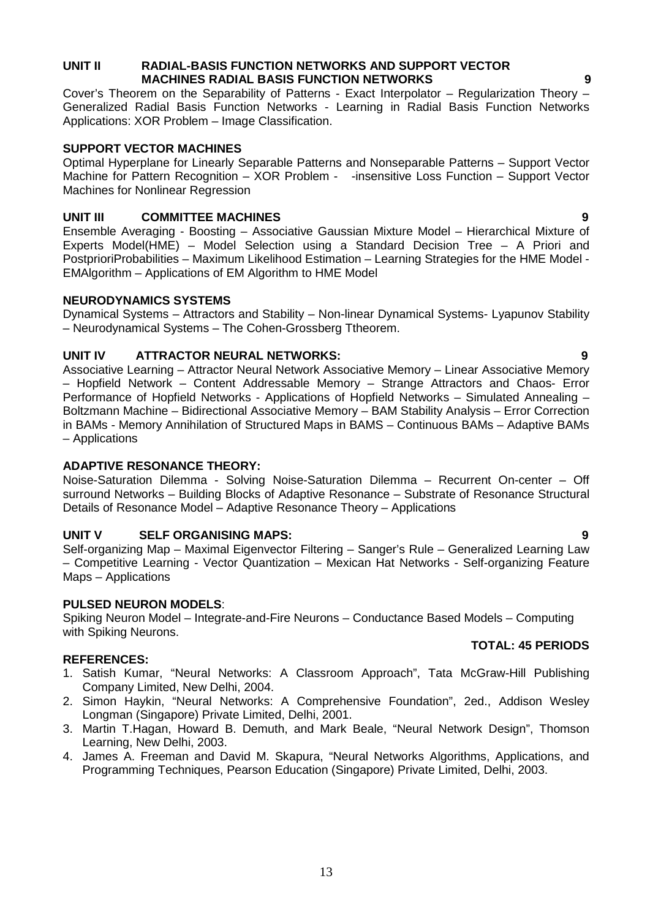**UNIT II RADIAL-BASIS FUNCTION NETWORKS AND SUPPORT VECTOR MACHINES RADIAL BASIS FUNCTION NETWORKS 9**

Cover's Theorem on the Separability of Patterns - Exact Interpolator – Regularization Theory – Generalized Radial Basis Function Networks - Learning in Radial Basis Function Networks Applications: XOR Problem – Image Classification.

**SUPPORT VECTOR MACHINES**

Optimal Hyperplane for Linearly Separable Patterns and Nonseparable Patterns – Support Vector Machine for Pattern Recognition – XOR Problem - -insensitive Loss Function – Support Vector Machines for Nonlinear Regression

**UNIT III COMMITTEE MACHINES 9**

Ensemble Averaging - Boosting – Associative Gaussian Mixture Model – Hierarchical Mixture of Experts Model(HME) – Model Selection using a Standard Decision Tree – A Priori and PostprioriProbabilities – Maximum Likelihood Estimation – Learning Strategies for the HME Model - EMAlgorithm – Applications of EM Algorithm to HME Model

**NEURODYNAMICS SYSTEMS**

Dynamical Systems – Attractors and Stability – Non-linear Dynamical Systems- Lyapunov Stability – Neurodynamical Systems – The Cohen-Grossberg Ttheorem.

**UNIT IV ATTRACTOR NEURAL NETWORKS: 9**

Associative Learning – Attractor Neural Network Associative Memory – Linear Associative Memory – Hopfield Network – Content Addressable Memory – Strange Attractors and Chaos- Error Performance of Hopfield Networks - Applications of Hopfield Networks – Simulated Annealing – Boltzmann Machine – Bidirectional Associative Memory – BAM Stability Analysis – Error Correction in BAMs - Memory Annihilation of Structured Maps in BAMS – Continuous BAMs – Adaptive BAMs – Applications

**ADAPTIVE RESONANCE THEORY:**

Noise-Saturation Dilemma - Solving Noise-Saturation Dilemma – Recurrent On-center – Off surround Networks – Building Blocks of Adaptive Resonance – Substrate of Resonance Structural Details of Resonance Model – Adaptive Resonance Theory – Applications

**UNIT V SELF ORGANISING MAPS: 9**

Self-organizing Map – Maximal Eigenvector Filtering – Sanger's Rule – Generalized Learning Law – Competitive Learning - Vector Quantization – Mexican Hat Networks - Self-organizing Feature Maps – Applications

**PULSED NEURON MODELS**:

Spiking Neuron Model – Integrate-and-Fire Neurons – Conductance Based Models – Computing with Spiking Neurons.

**TOTAL: 45 PERIODS**

**REFERENCES:**

1. Satish Kumar, "Neural Networks: A Classroom Approach", Tata McGraw-Hill Publishing Company Limited, New Delhi, 2004.
2. Simon Haykin, "Neural Networks: A Comprehensive Foundation", 2ed., Addison Wesley Longman (Singapore) Private Limited, Delhi, 2001.
3. Martin T.Hagan, Howard B. Demuth, and Mark Beale, "Neural Network Design", Thomson Learning, New Delhi, 2003.
4. James A. Freeman and David M. Skapura, "Neural Networks Algorithms, Applications, and Programming Techniques, Pearson Education (Singapore) Private Limited, Delhi, 2003.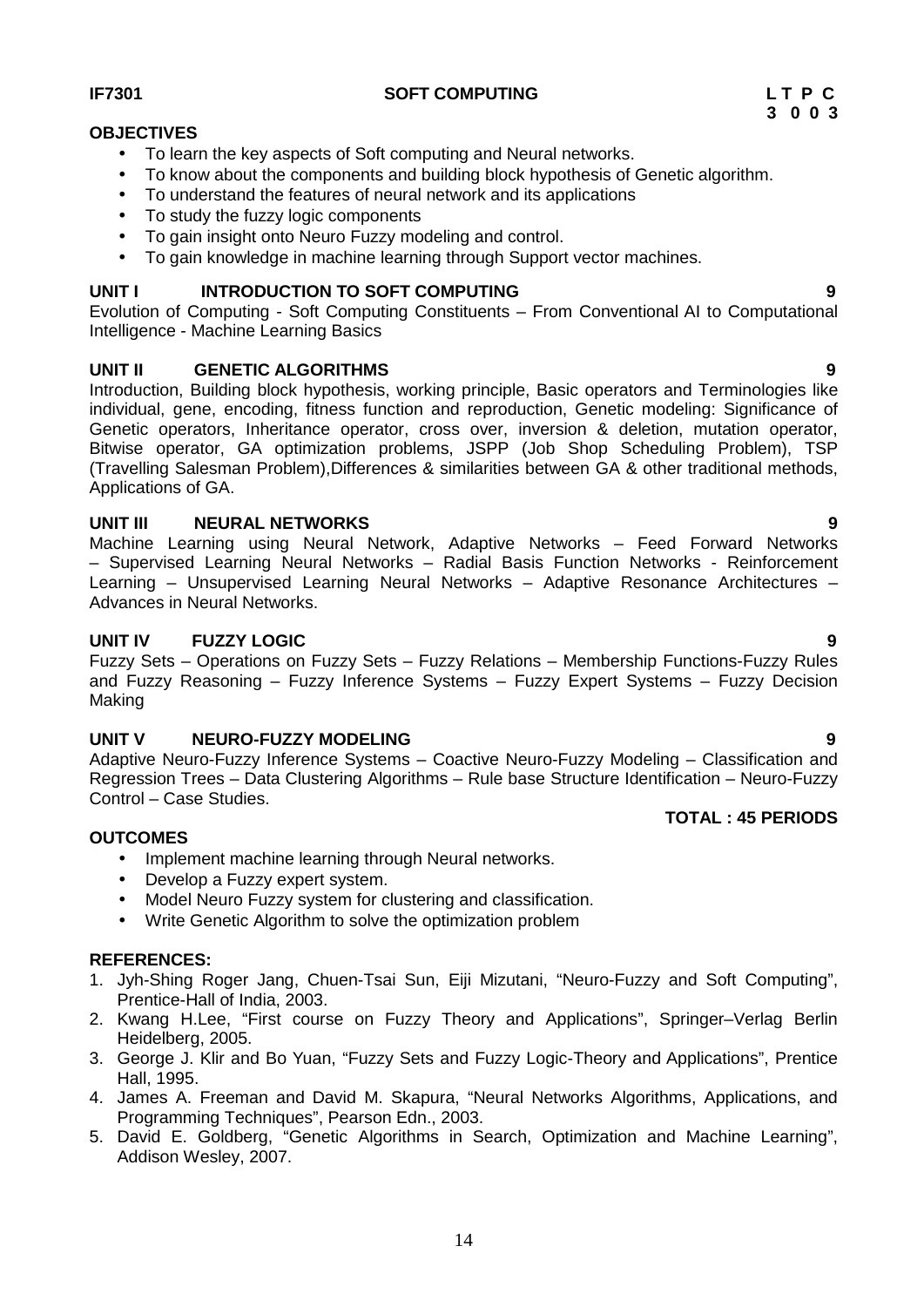**IF7301** **SOFT COMPUTING** **L T P C**
**3 0 0 3**

**OBJECTIVES**

- To learn the key aspects of Soft computing and Neural networks.
- To know about the components and building block hypothesis of Genetic algorithm.
- To understand the features of neural network and its applications
- To study the fuzzy logic components
- To gain insight onto Neuro Fuzzy modeling and control.
- To gain knowledge in machine learning through Support vector machines.

**UNIT I INTRODUCTION TO SOFT COMPUTING 9**

Evolution of Computing - Soft Computing Constituents – From Conventional AI to Computational Intelligence - Machine Learning Basics

**UNIT II GENETIC ALGORITHMS 9**

Introduction, Building block hypothesis, working principle, Basic operators and Terminologies like individual, gene, encoding, fitness function and reproduction, Genetic modeling: Significance of Genetic operators, Inheritance operator, cross over, inversion & deletion, mutation operator, Bitwise operator, GA optimization problems, JSPP (Job Shop Scheduling Problem), TSP (Travelling Salesman Problem),Differences & similarities between GA & other traditional methods, Applications of GA.

**UNIT III NEURAL NETWORKS 9**

Machine Learning using Neural Network, Adaptive Networks – Feed Forward Networks – Supervised Learning Neural Networks – Radial Basis Function Networks - Reinforcement Learning – Unsupervised Learning Neural Networks – Adaptive Resonance Architectures – Advances in Neural Networks.

**UNIT IV FUZZY LOGIC 9**

Fuzzy Sets – Operations on Fuzzy Sets – Fuzzy Relations – Membership Functions-Fuzzy Rules and Fuzzy Reasoning – Fuzzy Inference Systems – Fuzzy Expert Systems – Fuzzy Decision Making

**UNIT V NEURO-FUZZY MODELING 9**

Adaptive Neuro-Fuzzy Inference Systems – Coactive Neuro-Fuzzy Modeling – Classification and Regression Trees – Data Clustering Algorithms – Rule base Structure Identification – Neuro-Fuzzy Control – Case Studies.

**TOTAL : 45 PERIODS**

**OUTCOMES**

- Implement machine learning through Neural networks.
- Develop a Fuzzy expert system.
- Model Neuro Fuzzy system for clustering and classification.
- Write Genetic Algorithm to solve the optimization problem

**REFERENCES:**

1. Jyh-Shing Roger Jang, Chuen-Tsai Sun, Eiji Mizutani, "Neuro-Fuzzy and Soft Computing", Prentice-Hall of India, 2003.
2. Kwang H.Lee, "First course on Fuzzy Theory and Applications", Springer–Verlag Berlin Heidelberg, 2005.
3. George J. Klir and Bo Yuan, "Fuzzy Sets and Fuzzy Logic-Theory and Applications", Prentice Hall, 1995.
4. James A. Freeman and David M. Skapura, "Neural Networks Algorithms, Applications, and Programming Techniques", Pearson Edn., 2003.
5. David E. Goldberg, "Genetic Algorithms in Search, Optimization and Machine Learning", Addison Wesley, 2007.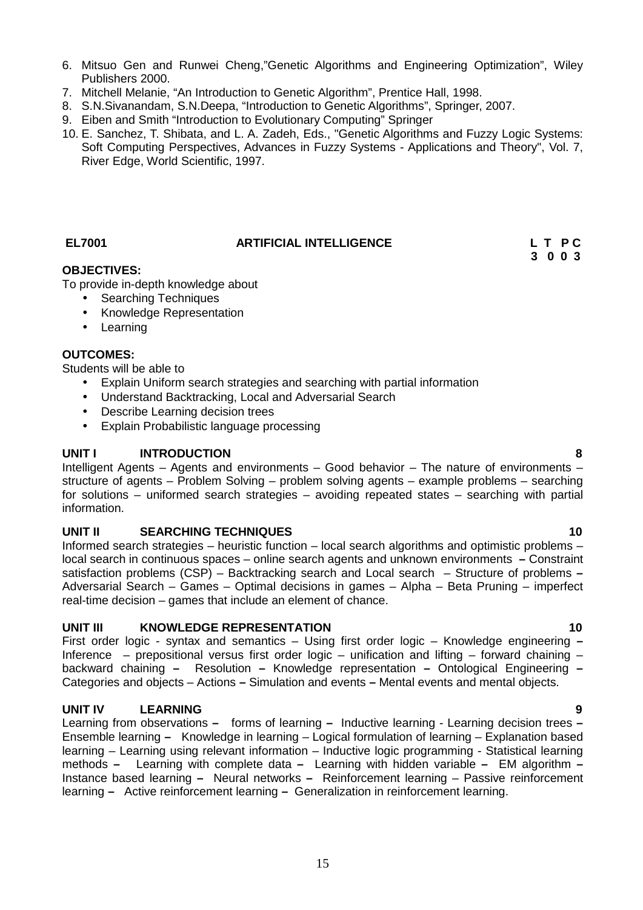6. Mitsuo Gen and Runwei Cheng,"Genetic Algorithms and Engineering Optimization", Wiley Publishers 2000.
7. Mitchell Melanie, "An Introduction to Genetic Algorithm", Prentice Hall, 1998.
8. S.N.Sivanandam, S.N.Deepa, "Introduction to Genetic Algorithms", Springer, 2007.
9. Eiben and Smith "Introduction to Evolutionary Computing" Springer
10. E. Sanchez, T. Shibata, and L. A. Zadeh, Eds., "Genetic Algorithms and Fuzzy Logic Systems: Soft Computing Perspectives, Advances in Fuzzy Systems - Applications and Theory", Vol. 7, River Edge, World Scientific, 1997.

## EL7001 ARTIFICIAL INTELLIGENCE

| L | T | P | C |
|---|---|---|---|
| 3 | 0 | 0 | 3 |

**OBJECTIVES:**

To provide in-depth knowledge about

- Searching Techniques
- Knowledge Representation
- Learning

**OUTCOMES:**

Students will be able to

- Explain Uniform search strategies and searching with partial information
- Understand Backtracking, Local and Adversarial Search
- Describe Learning decision trees
- Explain Probabilistic language processing

**UNIT I INTRODUCTION 8**

Intelligent Agents – Agents and environments – Good behavior – The nature of environments – structure of agents – Problem Solving – problem solving agents – example problems – searching for solutions – uniformed search strategies – avoiding repeated states – searching with partial information.

**UNIT II SEARCHING TECHNIQUES 10**

Informed search strategies – heuristic function – local search algorithms and optimistic problems – local search in continuous spaces – online search agents and unknown environments – Constraint satisfaction problems (CSP) – Backtracking search and Local search – Structure of problems – Adversarial Search – Games – Optimal decisions in games – Alpha – Beta Pruning – imperfect real-time decision – games that include an element of chance.

**UNIT III KNOWLEDGE REPRESENTATION 10**

First order logic - syntax and semantics – Using first order logic – Knowledge engineering – Inference – prepositional versus first order logic – unification and lifting – forward chaining – backward chaining – Resolution – Knowledge representation – Ontological Engineering – Categories and objects – Actions – Simulation and events – Mental events and mental objects.

**UNIT IV LEARNING 9**

Learning from observations – forms of learning – Inductive learning - Learning decision trees – Ensemble learning – Knowledge in learning – Logical formulation of learning – Explanation based learning – Learning using relevant information – Inductive logic programming - Statistical learning methods – Learning with complete data – Learning with hidden variable – EM algorithm – Instance based learning – Neural networks – Reinforcement learning – Passive reinforcement learning – Active reinforcement learning – Generalization in reinforcement learning.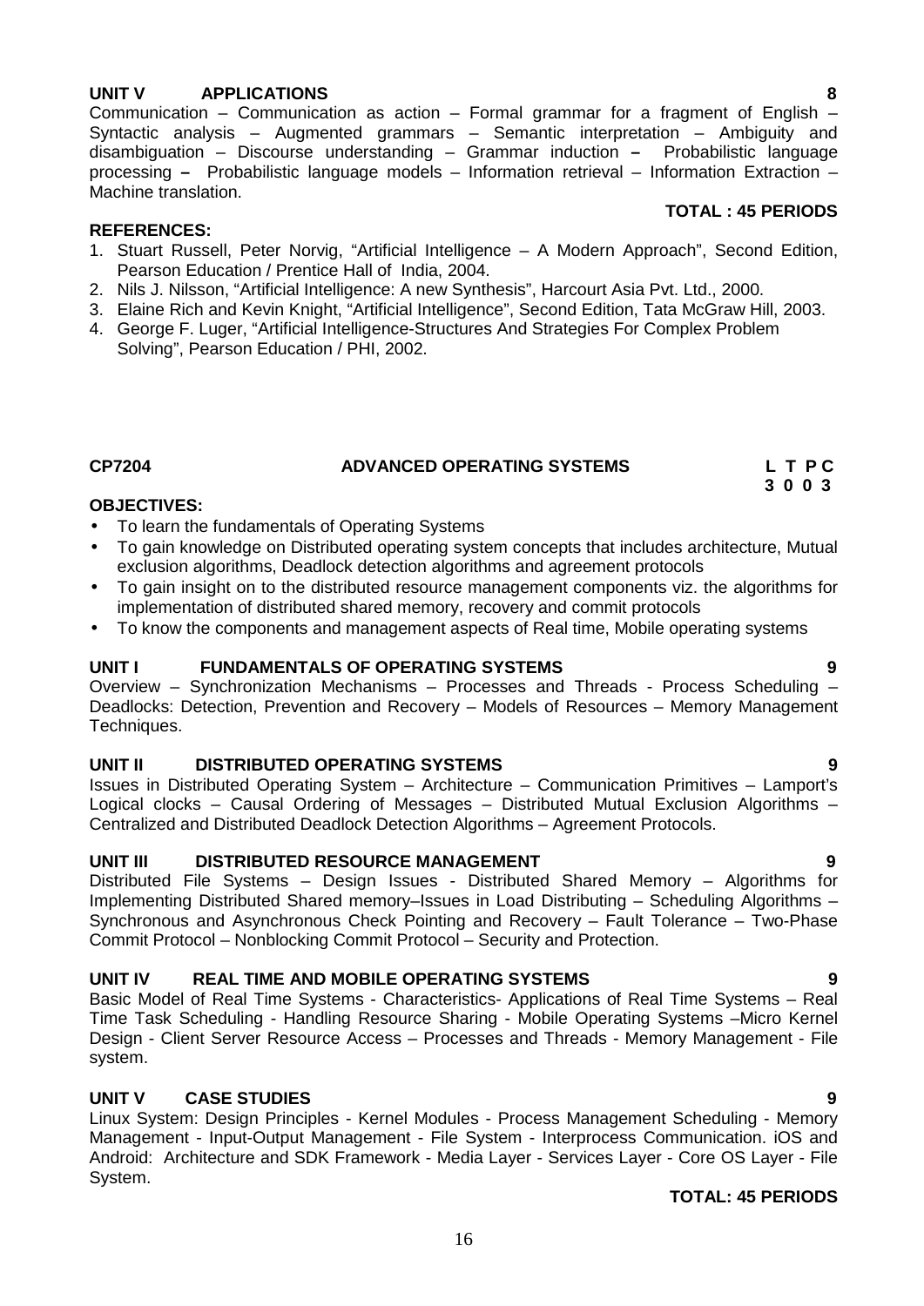**UNIT V APPLICATIONS** **8**

Communication – Communication as action – Formal grammar for a fragment of English – Syntactic analysis – Augmented grammars – Semantic interpretation – Ambiguity and disambiguation – Discourse understanding – Grammar induction – Probabilistic language processing – Probabilistic language models – Information retrieval – Information Extraction – Machine translation.

**TOTAL : 45 PERIODS**

**REFERENCES:**

1. Stuart Russell, Peter Norvig, "Artificial Intelligence – A Modern Approach", Second Edition, Pearson Education / Prentice Hall of India, 2004.
2. Nils J. Nilsson, "Artificial Intelligence: A new Synthesis", Harcourt Asia Pvt. Ltd., 2000.
3. Elaine Rich and Kevin Knight, "Artificial Intelligence", Second Edition, Tata McGraw Hill, 2003.
4. George F. Luger, "Artificial Intelligence-Structures And Strategies For Complex Problem Solving", Pearson Education / PHI, 2002.

## CP7204 ADVANCED OPERATING SYSTEMS

**L T P C**
**3 0 0 3**

**OBJECTIVES:**

- To learn the fundamentals of Operating Systems
- To gain knowledge on Distributed operating system concepts that includes architecture, Mutual exclusion algorithms, Deadlock detection algorithms and agreement protocols
- To gain insight on to the distributed resource management components viz. the algorithms for implementation of distributed shared memory, recovery and commit protocols
- To know the components and management aspects of Real time, Mobile operating systems

**UNIT I FUNDAMENTALS OF OPERATING SYSTEMS** **9**

Overview – Synchronization Mechanisms – Processes and Threads - Process Scheduling – Deadlocks: Detection, Prevention and Recovery – Models of Resources – Memory Management Techniques.

**UNIT II DISTRIBUTED OPERATING SYSTEMS** **9**

Issues in Distributed Operating System – Architecture – Communication Primitives – Lamport's Logical clocks – Causal Ordering of Messages – Distributed Mutual Exclusion Algorithms – Centralized and Distributed Deadlock Detection Algorithms – Agreement Protocols.

**UNIT III DISTRIBUTED RESOURCE MANAGEMENT** **9**

Distributed File Systems – Design Issues - Distributed Shared Memory – Algorithms for Implementing Distributed Shared memory–Issues in Load Distributing – Scheduling Algorithms – Synchronous and Asynchronous Check Pointing and Recovery – Fault Tolerance – Two-Phase Commit Protocol – Nonblocking Commit Protocol – Security and Protection.

**UNIT IV REAL TIME AND MOBILE OPERATING SYSTEMS** **9**

Basic Model of Real Time Systems - Characteristics- Applications of Real Time Systems – Real Time Task Scheduling - Handling Resource Sharing - Mobile Operating Systems –Micro Kernel Design - Client Server Resource Access – Processes and Threads - Memory Management - File system.

**UNIT V CASE STUDIES** **9**

Linux System: Design Principles - Kernel Modules - Process Management Scheduling - Memory Management - Input-Output Management - File System - Interprocess Communication. iOS and Android: Architecture and SDK Framework - Media Layer - Services Layer - Core OS Layer - File System.

**TOTAL: 45 PERIODS**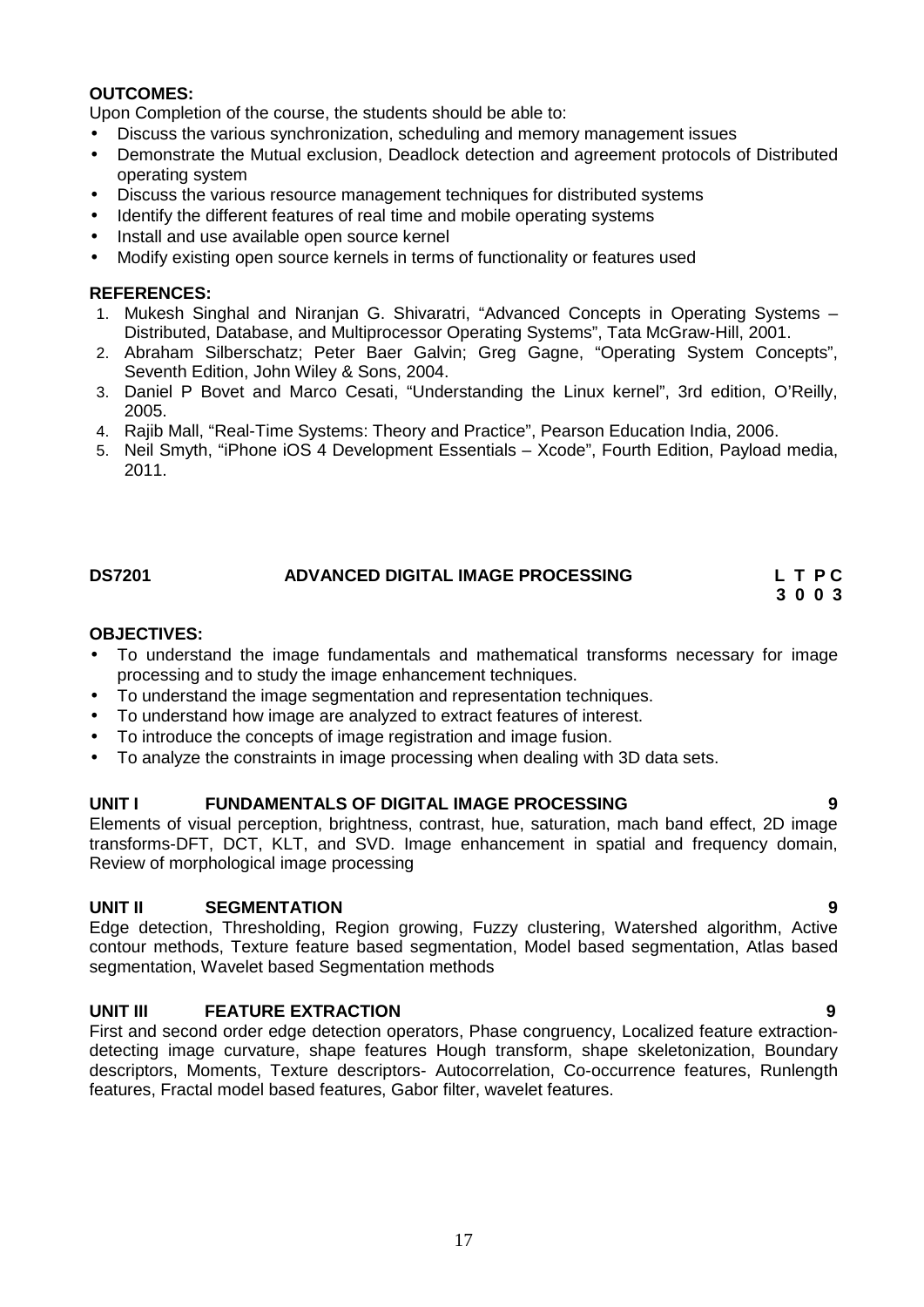**OUTCOMES:**

Upon Completion of the course, the students should be able to:

- Discuss the various synchronization, scheduling and memory management issues
- Demonstrate the Mutual exclusion, Deadlock detection and agreement protocols of Distributed operating system
- Discuss the various resource management techniques for distributed systems
- Identify the different features of real time and mobile operating systems
- Install and use available open source kernel
- Modify existing open source kernels in terms of functionality or features used

**REFERENCES:**

1. Mukesh Singhal and Niranjan G. Shivaratri, "Advanced Concepts in Operating Systems – Distributed, Database, and Multiprocessor Operating Systems", Tata McGraw-Hill, 2001.
2. Abraham Silberschatz; Peter Baer Galvin; Greg Gagne, "Operating System Concepts", Seventh Edition, John Wiley & Sons, 2004.
3. Daniel P Bovet and Marco Cesati, "Understanding the Linux kernel", 3rd edition, O'Reilly, 2005.
4. Rajib Mall, "Real-Time Systems: Theory and Practice", Pearson Education India, 2006.
5. Neil Smyth, "iPhone iOS 4 Development Essentials – Xcode", Fourth Edition, Payload media, 2011.

## DS7201 ADVANCED DIGITAL IMAGE PROCESSING

**L T P C**
**3 0 0 3**

**OBJECTIVES:**

- To understand the image fundamentals and mathematical transforms necessary for image processing and to study the image enhancement techniques.
- To understand the image segmentation and representation techniques.
- To understand how image are analyzed to extract features of interest.
- To introduce the concepts of image registration and image fusion.
- To analyze the constraints in image processing when dealing with 3D data sets.

### UNIT I FUNDAMENTALS OF DIGITAL IMAGE PROCESSING 9

Elements of visual perception, brightness, contrast, hue, saturation, mach band effect, 2D image transforms-DFT, DCT, KLT, and SVD. Image enhancement in spatial and frequency domain, Review of morphological image processing

### UNIT II SEGMENTATION 9

Edge detection, Thresholding, Region growing, Fuzzy clustering, Watershed algorithm, Active contour methods, Texture feature based segmentation, Model based segmentation, Atlas based segmentation, Wavelet based Segmentation methods

### UNIT III FEATURE EXTRACTION 9

First and second order edge detection operators, Phase congruency, Localized feature extraction-detecting image curvature, shape features Hough transform, shape skeletonization, Boundary descriptors, Moments, Texture descriptors- Autocorrelation, Co-occurrence features, Runlength features, Fractal model based features, Gabor filter, wavelet features.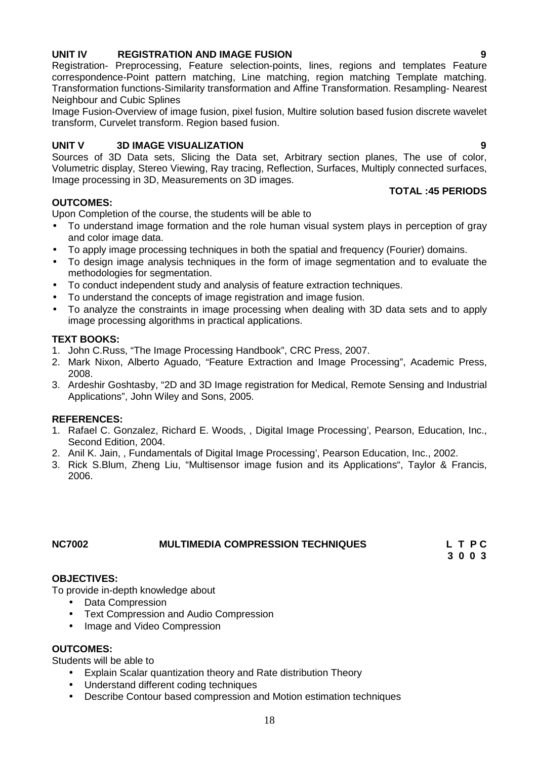**UNIT IV REGISTRATION AND IMAGE FUSION 9**

Registration- Preprocessing, Feature selection-points, lines, regions and templates Feature correspondence-Point pattern matching, Line matching, region matching Template matching. Transformation functions-Similarity transformation and Affine Transformation. Resampling- Nearest Neighbour and Cubic Splines

Image Fusion-Overview of image fusion, pixel fusion, Multire solution based fusion discrete wavelet transform, Curvelet transform. Region based fusion.

**UNIT V 3D IMAGE VISUALIZATION 9**

Sources of 3D Data sets, Slicing the Data set, Arbitrary section planes, The use of color, Volumetric display, Stereo Viewing, Ray tracing, Reflection, Surfaces, Multiply connected surfaces, Image processing in 3D, Measurements on 3D images.

**TOTAL :45 PERIODS**

**OUTCOMES:**

Upon Completion of the course, the students will be able to

- To understand image formation and the role human visual system plays in perception of gray and color image data.
- To apply image processing techniques in both the spatial and frequency (Fourier) domains.
- To design image analysis techniques in the form of image segmentation and to evaluate the methodologies for segmentation.
- To conduct independent study and analysis of feature extraction techniques.
- To understand the concepts of image registration and image fusion.
- To analyze the constraints in image processing when dealing with 3D data sets and to apply image processing algorithms in practical applications.

**TEXT BOOKS:**

1. John C.Russ, "The Image Processing Handbook", CRC Press, 2007.
2. Mark Nixon, Alberto Aguado, "Feature Extraction and Image Processing", Academic Press, 2008.
3. Ardeshir Goshtasby, "2D and 3D Image registration for Medical, Remote Sensing and Industrial Applications", John Wiley and Sons, 2005.

**REFERENCES:**

1. Rafael C. Gonzalez, Richard E. Woods, , Digital Image Processing', Pearson, Education, Inc., Second Edition, 2004.
2. Anil K. Jain, , Fundamentals of Digital Image Processing', Pearson Education, Inc., 2002.
3. Rick S.Blum, Zheng Liu, "Multisensor image fusion and its Applications", Taylor & Francis, 2006.

**NC7002 MULTIMEDIA COMPRESSION TECHNIQUES L T P C**
**3 0 0 3**

**OBJECTIVES:**

To provide in-depth knowledge about

- Data Compression
- Text Compression and Audio Compression
- Image and Video Compression

**OUTCOMES:**

Students will be able to

- Explain Scalar quantization theory and Rate distribution Theory
- Understand different coding techniques
- Describe Contour based compression and Motion estimation techniques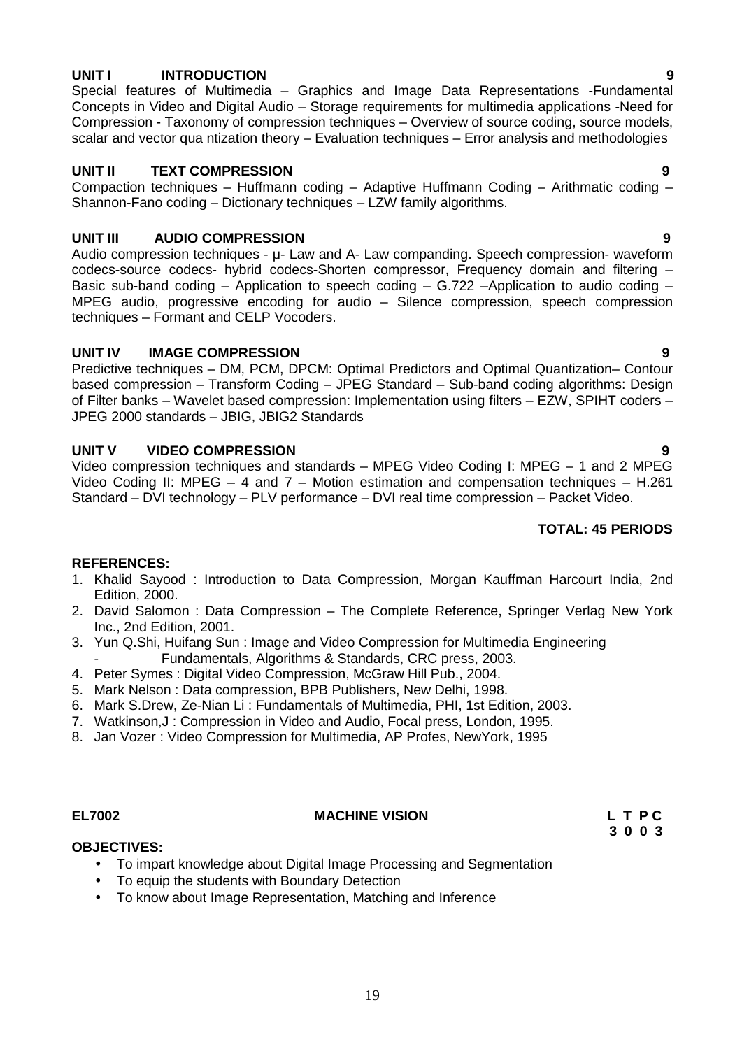**UNIT I INTRODUCTION 9**

Special features of Multimedia – Graphics and Image Data Representations -Fundamental Concepts in Video and Digital Audio – Storage requirements for multimedia applications -Need for Compression - Taxonomy of compression techniques – Overview of source coding, source models, scalar and vector qua ntization theory – Evaluation techniques – Error analysis and methodologies

**UNIT II TEXT COMPRESSION 9**

Compaction techniques – Huffmann coding – Adaptive Huffmann Coding – Arithmatic coding – Shannon-Fano coding – Dictionary techniques – LZW family algorithms.

**UNIT III AUDIO COMPRESSION 9**

Audio compression techniques - μ- Law and A- Law companding. Speech compression- waveform codecs-source codecs- hybrid codecs-Shorten compressor, Frequency domain and filtering – Basic sub-band coding – Application to speech coding – G.722 –Application to audio coding – MPEG audio, progressive encoding for audio – Silence compression, speech compression techniques – Formant and CELP Vocoders.

**UNIT IV IMAGE COMPRESSION 9**

Predictive techniques – DM, PCM, DPCM: Optimal Predictors and Optimal Quantization– Contour based compression – Transform Coding – JPEG Standard – Sub-band coding algorithms: Design of Filter banks – Wavelet based compression: Implementation using filters – EZW, SPIHT coders – JPEG 2000 standards – JBIG, JBIG2 Standards

**UNIT V VIDEO COMPRESSION 9**

Video compression techniques and standards – MPEG Video Coding I: MPEG – 1 and 2 MPEG Video Coding II: MPEG – 4 and 7 – Motion estimation and compensation techniques – H.261 Standard – DVI technology – PLV performance – DVI real time compression – Packet Video.

**TOTAL: 45 PERIODS**

**REFERENCES:**

1. Khalid Sayood : Introduction to Data Compression, Morgan Kauffman Harcourt India, 2nd Edition, 2000.
2. David Salomon : Data Compression – The Complete Reference, Springer Verlag New York Inc., 2nd Edition, 2001.
3. Yun Q.Shi, Huifang Sun : Image and Video Compression for Multimedia Engineering - Fundamentals, Algorithms & Standards, CRC press, 2003.
4. Peter Symes : Digital Video Compression, McGraw Hill Pub., 2004.
5. Mark Nelson : Data compression, BPB Publishers, New Delhi, 1998.
6. Mark S.Drew, Ze-Nian Li : Fundamentals of Multimedia, PHI, 1st Edition, 2003.
7. Watkinson,J : Compression in Video and Audio, Focal press, London, 1995.
8. Jan Vozer : Video Compression for Multimedia, AP Profes, NewYork, 1995

**EL7002 MACHINE VISION**

| L | T | P | C |
|---|---|---|---|
| 3 | 0 | 0 | 3 |

**OBJECTIVES:**

- To impart knowledge about Digital Image Processing and Segmentation
- To equip the students with Boundary Detection
- To know about Image Representation, Matching and Inference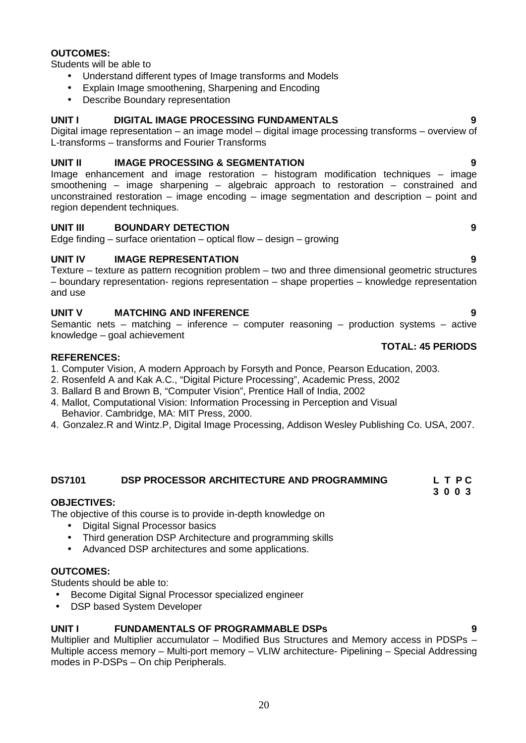**OUTCOMES:**

Students will be able to

- Understand different types of Image transforms and Models
- Explain Image smoothening, Sharpening and Encoding
- Describe Boundary representation

**UNIT I DIGITAL IMAGE PROCESSING FUNDAMENTALS 9**

Digital image representation – an image model – digital image processing transforms – overview of L-transforms – transforms and Fourier Transforms

**UNIT II IMAGE PROCESSING & SEGMENTATION 9**

Image enhancement and image restoration – histogram modification techniques – image smoothening – image sharpening – algebraic approach to restoration – constrained and unconstrained restoration – image encoding – image segmentation and description – point and region dependent techniques.

**UNIT III BOUNDARY DETECTION 9**

Edge finding – surface orientation – optical flow – design – growing

**UNIT IV IMAGE REPRESENTATION 9**

Texture – texture as pattern recognition problem – two and three dimensional geometric structures – boundary representation- regions representation – shape properties – knowledge representation and use

**UNIT V MATCHING AND INFERENCE 9**

Semantic nets – matching – inference – computer reasoning – production systems – active knowledge – goal achievement

**TOTAL: 45 PERIODS**

**REFERENCES:**

1. Computer Vision, A modern Approach by Forsyth and Ponce, Pearson Education, 2003.
2. Rosenfeld A and Kak A.C., "Digital Picture Processing", Academic Press, 2002
3. Ballard B and Brown B, "Computer Vision", Prentice Hall of India, 2002
4. Mallot, Computational Vision: Information Processing in Perception and Visual Behavior. Cambridge, MA: MIT Press, 2000.
4. Gonzalez.R and Wintz.P, Digital Image Processing, Addison Wesley Publishing Co. USA, 2007.

**DS7101 DSP PROCESSOR ARCHITECTURE AND PROGRAMMING L T P C 3 0 0 3**

**OBJECTIVES:**

The objective of this course is to provide in-depth knowledge on

- Digital Signal Processor basics
- Third generation DSP Architecture and programming skills
- Advanced DSP architectures and some applications.

**OUTCOMES:**

Students should be able to:

- Become Digital Signal Processor specialized engineer
- DSP based System Developer

**UNIT I FUNDAMENTALS OF PROGRAMMABLE DSPs 9**

Multiplier and Multiplier accumulator – Modified Bus Structures and Memory access in PDSPs – Multiple access memory – Multi-port memory – VLIW architecture- Pipelining – Special Addressing modes in P-DSPs – On chip Peripherals.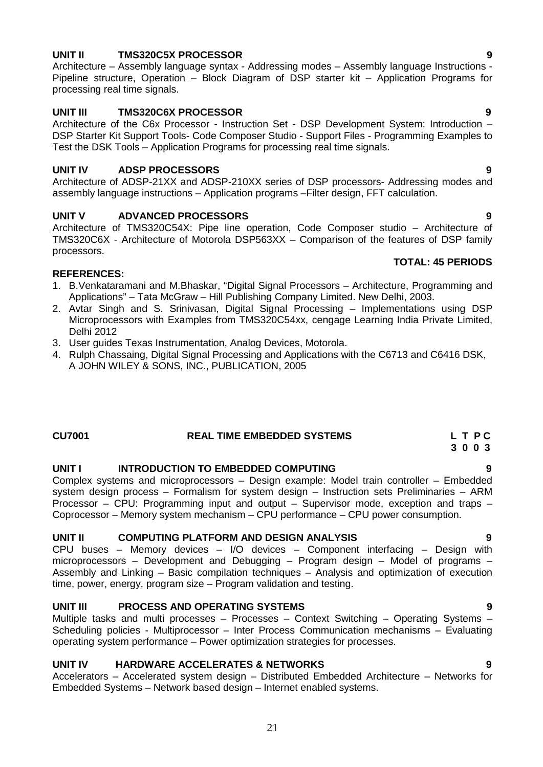**UNIT II TMS320C5X PROCESSOR 9**

Architecture – Assembly language syntax - Addressing modes – Assembly language Instructions - Pipeline structure, Operation – Block Diagram of DSP starter kit – Application Programs for processing real time signals.

**UNIT III TMS320C6X PROCESSOR 9**

Architecture of the C6x Processor - Instruction Set - DSP Development System: Introduction – DSP Starter Kit Support Tools- Code Composer Studio - Support Files - Programming Examples to Test the DSK Tools – Application Programs for processing real time signals.

**UNIT IV ADSP PROCESSORS 9**

Architecture of ADSP-21XX and ADSP-210XX series of DSP processors- Addressing modes and assembly language instructions – Application programs –Filter design, FFT calculation.

**UNIT V ADVANCED PROCESSORS 9**

Architecture of TMS320C54X: Pipe line operation, Code Composer studio – Architecture of TMS320C6X - Architecture of Motorola DSP563XX – Comparison of the features of DSP family processors.

**TOTAL: 45 PERIODS**

**REFERENCES:**

1. B.Venkataramani and M.Bhaskar, “Digital Signal Processors – Architecture, Programming and Applications” – Tata McGraw – Hill Publishing Company Limited. New Delhi, 2003.
2. Avtar Singh and S. Srinivasan, Digital Signal Processing – Implementations using DSP Microprocessors with Examples from TMS320C54xx, cengage Learning India Private Limited, Delhi 2012
3. User guides Texas Instrumentation, Analog Devices, Motorola.
4. Rulph Chassaing, Digital Signal Processing and Applications with the C6713 and C6416 DSK, A JOHN WILEY & SONS, INC., PUBLICATION, 2005

## CU7001 REAL TIME EMBEDDED SYSTEMS

| L | T | P | C |
|---|---|---|---|
| 3 | 0 | 0 | 3 |

**UNIT I INTRODUCTION TO EMBEDDED COMPUTING 9**

Complex systems and microprocessors – Design example: Model train controller – Embedded system design process – Formalism for system design – Instruction sets Preliminaries – ARM Processor – CPU: Programming input and output – Supervisor mode, exception and traps – Coprocessor – Memory system mechanism – CPU performance – CPU power consumption.

**UNIT II COMPUTING PLATFORM AND DESIGN ANALYSIS 9**

CPU buses – Memory devices – I/O devices – Component interfacing – Design with microprocessors – Development and Debugging – Program design – Model of programs – Assembly and Linking – Basic compilation techniques – Analysis and optimization of execution time, power, energy, program size – Program validation and testing.

**UNIT III PROCESS AND OPERATING SYSTEMS 9**

Multiple tasks and multi processes – Processes – Context Switching – Operating Systems – Scheduling policies - Multiprocessor – Inter Process Communication mechanisms – Evaluating operating system performance – Power optimization strategies for processes.

**UNIT IV HARDWARE ACCELERATES & NETWORKS 9**

Accelerators – Accelerated system design – Distributed Embedded Architecture – Networks for Embedded Systems – Network based design – Internet enabled systems.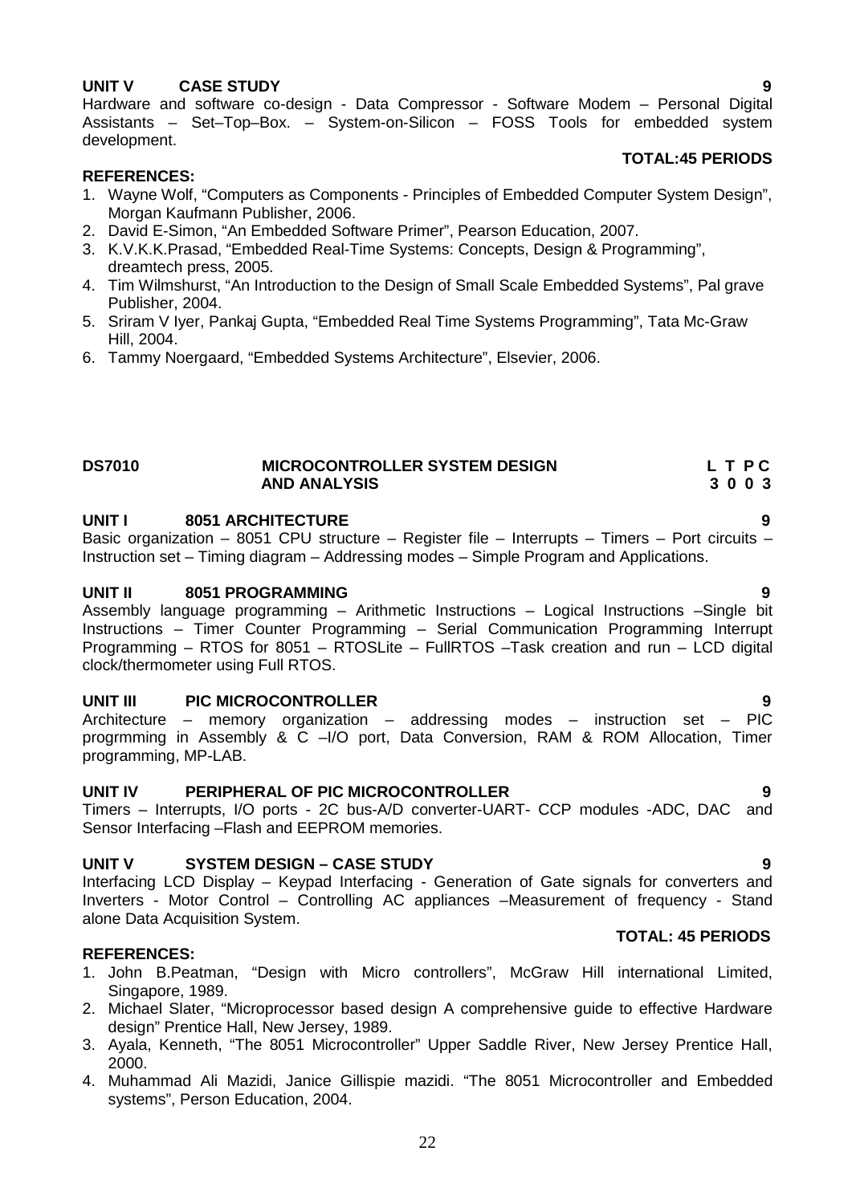**UNIT V CASE STUDY 9**

Hardware and software co-design - Data Compressor - Software Modem – Personal Digital Assistants – Set–Top–Box. – System-on-Silicon – FOSS Tools for embedded system development.

**TOTAL:45 PERIODS**

**REFERENCES:**

1. Wayne Wolf, "Computers as Components - Principles of Embedded Computer System Design", Morgan Kaufmann Publisher, 2006.
2. David E-Simon, "An Embedded Software Primer", Pearson Education, 2007.
3. K.V.K.K.Prasad, "Embedded Real-Time Systems: Concepts, Design & Programming", dreamtech press, 2005.
4. Tim Wilmshurst, "An Introduction to the Design of Small Scale Embedded Systems", Pal grave Publisher, 2004.
5. Sriram V Iyer, Pankaj Gupta, "Embedded Real Time Systems Programming", Tata Mc-Graw Hill, 2004.
6. Tammy Noergaard, "Embedded Systems Architecture", Elsevier, 2006.

## DS7010 MICROCONTROLLER SYSTEM DESIGN AND ANALYSIS

| L | T | P | C |
|---|---|---|---|
| 3 | 0 | 0 | 3 |

**UNIT I 8051 ARCHITECTURE 9**

Basic organization – 8051 CPU structure – Register file – Interrupts – Timers – Port circuits – Instruction set – Timing diagram – Addressing modes – Simple Program and Applications.

**UNIT II 8051 PROGRAMMING 9**

Assembly language programming – Arithmetic Instructions – Logical Instructions –Single bit Instructions – Timer Counter Programming – Serial Communication Programming Interrupt Programming – RTOS for 8051 – RTOSLite – FullRTOS –Task creation and run – LCD digital clock/thermometer using Full RTOS.

**UNIT III PIC MICROCONTROLLER 9**

Architecture – memory organization – addressing modes – instruction set – PIC progrmming in Assembly & C –I/O port, Data Conversion, RAM & ROM Allocation, Timer programming, MP-LAB.

**UNIT IV PERIPHERAL OF PIC MICROCONTROLLER 9**

Timers – Interrupts, I/O ports - 2C bus-A/D converter-UART- CCP modules -ADC, DAC and Sensor Interfacing –Flash and EEPROM memories.

**UNIT V SYSTEM DESIGN – CASE STUDY 9**

Interfacing LCD Display – Keypad Interfacing - Generation of Gate signals for converters and Inverters - Motor Control – Controlling AC appliances –Measurement of frequency - Stand alone Data Acquisition System.

**TOTAL: 45 PERIODS**

**REFERENCES:**

1. John B.Peatman, "Design with Micro controllers", McGraw Hill international Limited, Singapore, 1989.
2. Michael Slater, "Microprocessor based design A comprehensive guide to effective Hardware design" Prentice Hall, New Jersey, 1989.
3. Ayala, Kenneth, "The 8051 Microcontroller" Upper Saddle River, New Jersey Prentice Hall, 2000.
4. Muhammad Ali Mazidi, Janice Gillispie mazidi. "The 8051 Microcontroller and Embedded systems", Person Education, 2004.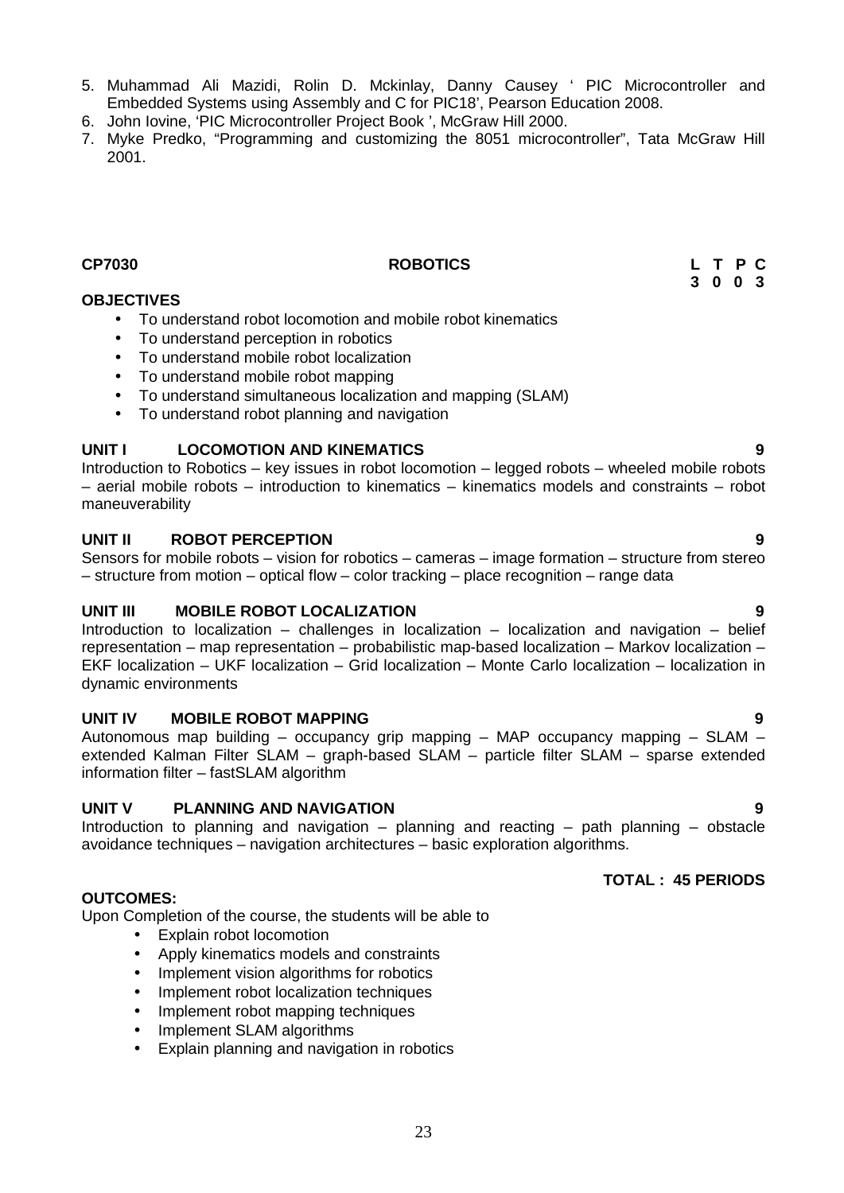5. Muhammad Ali Mazidi, Rolin D. Mckinlay, Danny Causey ' PIC Microcontroller and Embedded Systems using Assembly and C for PIC18', Pearson Education 2008.
6. John Iovine, 'PIC Microcontroller Project Book ', McGraw Hill 2000.
7. Myke Predko, "Programming and customizing the 8051 microcontroller", Tata McGraw Hill 2001.

**CP7030 ROBOTICS**

| L | T | P | C |
|---|---|---|---|
| 3 | 0 | 0 | 3 |

**OBJECTIVES**

- To understand robot locomotion and mobile robot kinematics
- To understand perception in robotics
- To understand mobile robot localization
- To understand mobile robot mapping
- To understand simultaneous localization and mapping (SLAM)
- To understand robot planning and navigation

**UNIT I LOCOMOTION AND KINEMATICS 9**

Introduction to Robotics – key issues in robot locomotion – legged robots – wheeled mobile robots – aerial mobile robots – introduction to kinematics – kinematics models and constraints – robot maneuverability

**UNIT II ROBOT PERCEPTION 9**

Sensors for mobile robots – vision for robotics – cameras – image formation – structure from stereo – structure from motion – optical flow – color tracking – place recognition – range data

**UNIT III MOBILE ROBOT LOCALIZATION 9**

Introduction to localization – challenges in localization – localization and navigation – belief representation – map representation – probabilistic map-based localization – Markov localization – EKF localization – UKF localization – Grid localization – Monte Carlo localization – localization in dynamic environments

**UNIT IV MOBILE ROBOT MAPPING 9**

Autonomous map building – occupancy grip mapping – MAP occupancy mapping – SLAM – extended Kalman Filter SLAM – graph-based SLAM – particle filter SLAM – sparse extended information filter – fastSLAM algorithm

**UNIT V PLANNING AND NAVIGATION 9**

Introduction to planning and navigation – planning and reacting – path planning – obstacle avoidance techniques – navigation architectures – basic exploration algorithms.

**TOTAL : 45 PERIODS**

**OUTCOMES:**

Upon Completion of the course, the students will be able to

- Explain robot locomotion
- Apply kinematics models and constraints
- Implement vision algorithms for robotics
- Implement robot localization techniques
- Implement robot mapping techniques
- Implement SLAM algorithms
- Explain planning and navigation in robotics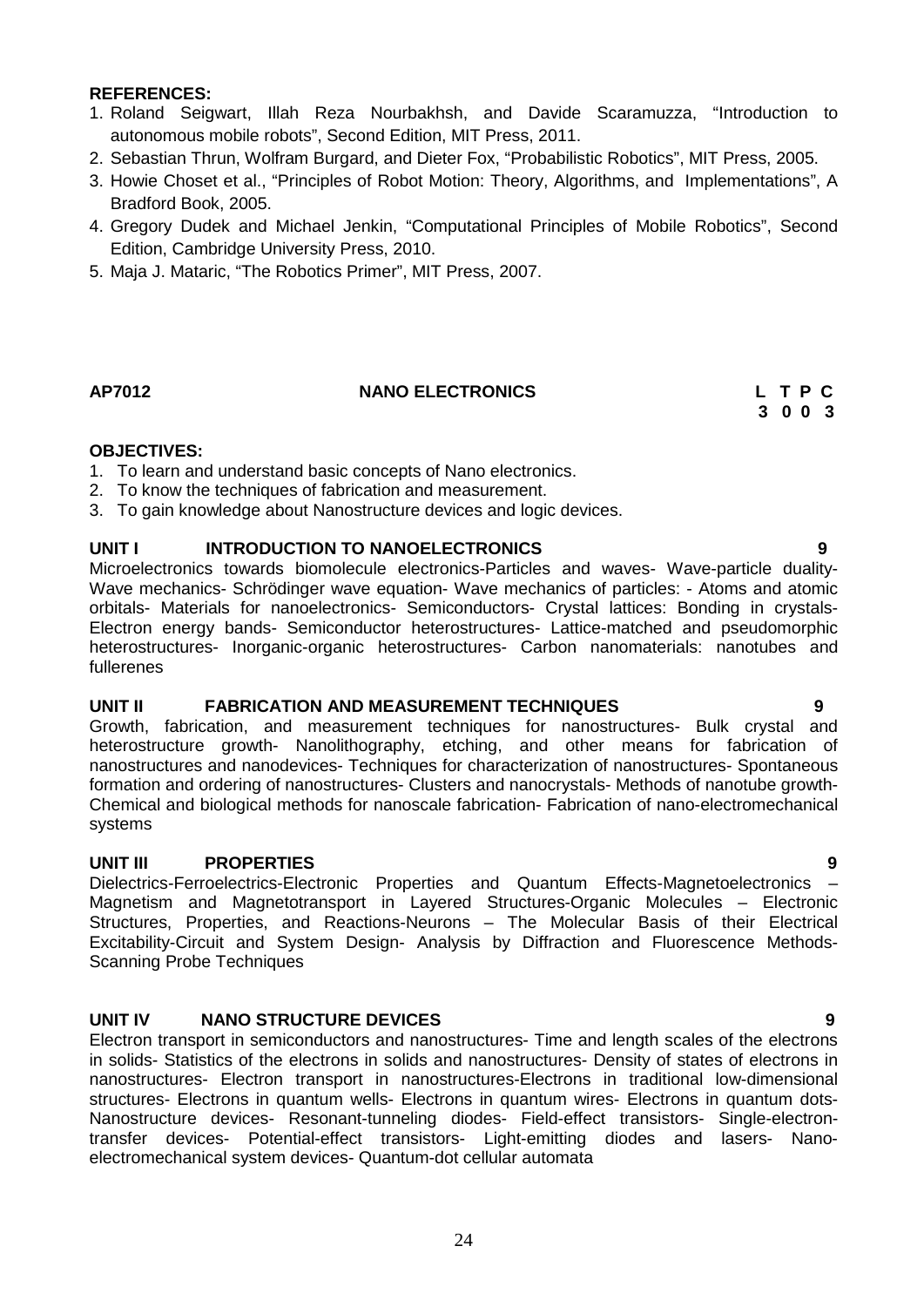**REFERENCES:**

1. Roland Seigwart, Illah Reza Nourbakhsh, and Davide Scaramuzza, "Introduction to autonomous mobile robots", Second Edition, MIT Press, 2011.
2. Sebastian Thrun, Wolfram Burgard, and Dieter Fox, "Probabilistic Robotics", MIT Press, 2005.
3. Howie Choset et al., "Principles of Robot Motion: Theory, Algorithms, and Implementations", A Bradford Book, 2005.
4. Gregory Dudek and Michael Jenkin, "Computational Principles of Mobile Robotics", Second Edition, Cambridge University Press, 2010.
5. Maja J. Mataric, "The Robotics Primer", MIT Press, 2007.

## AP7012 NANO ELECTRONICS

| L | T | P | C |
|---|---|---|---|
| 3 | 0 | 0 | 3 |

**OBJECTIVES:**

1. To learn and understand basic concepts of Nano electronics.
2. To know the techniques of fabrication and measurement.
3. To gain knowledge about Nanostructure devices and logic devices.

### UNIT I INTRODUCTION TO NANOELECTRONICS 9

Microelectronics towards biomolecule electronics-Particles and waves- Wave-particle duality- Wave mechanics- Schrödinger wave equation- Wave mechanics of particles: - Atoms and atomic orbitals- Materials for nanoelectronics- Semiconductors- Crystal lattices: Bonding in crystals- Electron energy bands- Semiconductor heterostructures- Lattice-matched and pseudomorphic heterostructures- Inorganic-organic heterostructures- Carbon nanomaterials: nanotubes and fullerenes

### UNIT II FABRICATION AND MEASUREMENT TECHNIQUES 9

Growth, fabrication, and measurement techniques for nanostructures- Bulk crystal and heterostructure growth- Nanolithography, etching, and other means for fabrication of nanostructures and nanodevices- Techniques for characterization of nanostructures- Spontaneous formation and ordering of nanostructures- Clusters and nanocrystals- Methods of nanotube growth- Chemical and biological methods for nanoscale fabrication- Fabrication of nano-electromechanical systems

### UNIT III PROPERTIES 9

Dielectrics-Ferroelectrics-Electronic Properties and Quantum Effects-Magnetoelectronics – Magnetism and Magnetotransport in Layered Structures-Organic Molecules – Electronic Structures, Properties, and Reactions-Neurons – The Molecular Basis of their Electrical Excitability-Circuit and System Design- Analysis by Diffraction and Fluorescence Methods- Scanning Probe Techniques

### UNIT IV NANO STRUCTURE DEVICES 9

Electron transport in semiconductors and nanostructures- Time and length scales of the electrons in solids- Statistics of the electrons in solids and nanostructures- Density of states of electrons in nanostructures- Electron transport in nanostructures-Electrons in traditional low-dimensional structures- Electrons in quantum wells- Electrons in quantum wires- Electrons in quantum dots- Nanostructure devices- Resonant-tunneling diodes- Field-effect transistors- Single-electron-transfer devices- Potential-effect transistors- Light-emitting diodes and lasers- Nano-electromechanical system devices- Quantum-dot cellular automata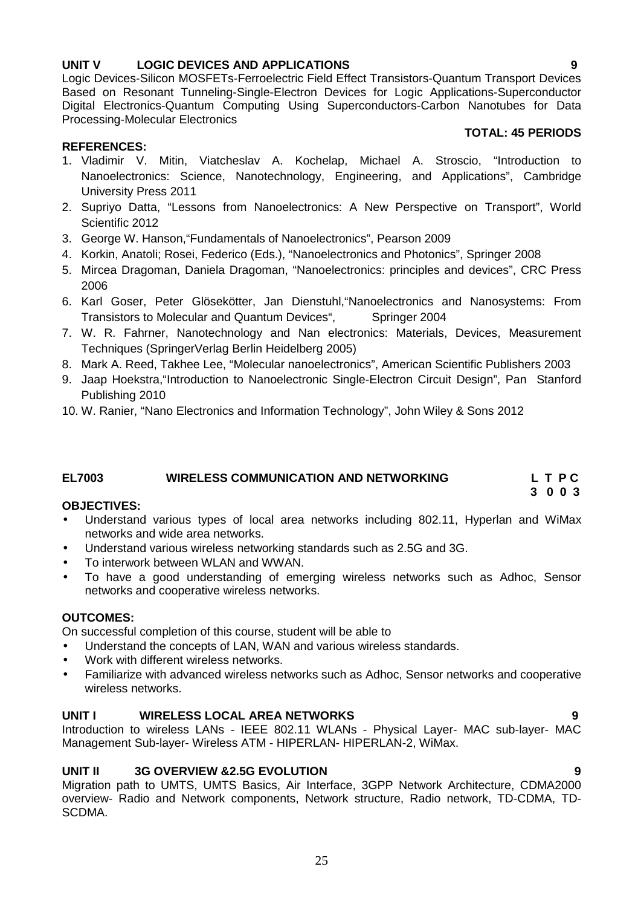**UNIT V LOGIC DEVICES AND APPLICATIONS 9**

Logic Devices-Silicon MOSFETs-Ferroelectric Field Effect Transistors-Quantum Transport Devices Based on Resonant Tunneling-Single-Electron Devices for Logic Applications-Superconductor Digital Electronics-Quantum Computing Using Superconductors-Carbon Nanotubes for Data Processing-Molecular Electronics

**TOTAL: 45 PERIODS**

**REFERENCES:**

1. Vladimir V. Mitin, Viatcheslav A. Kochelap, Michael A. Stroscio, "Introduction to Nanoelectronics: Science, Nanotechnology, Engineering, and Applications", Cambridge University Press 2011
2. Supriyo Datta, "Lessons from Nanoelectronics: A New Perspective on Transport", World Scientific 2012
3. George W. Hanson,"Fundamentals of Nanoelectronics", Pearson 2009
4. Korkin, Anatoli; Rosei, Federico (Eds.), "Nanoelectronics and Photonics", Springer 2008
5. Mircea Dragoman, Daniela Dragoman, "Nanoelectronics: principles and devices", CRC Press 2006
6. Karl Goser, Peter Glösekötter, Jan Dienstuhl,"Nanoelectronics and Nanosystems: From Transistors to Molecular and Quantum Devices", Springer 2004
7. W. R. Fahrner, Nanotechnology and Nan electronics: Materials, Devices, Measurement Techniques (SpringerVerlag Berlin Heidelberg 2005)
8. Mark A. Reed, Takhee Lee, "Molecular nanoelectronics", American Scientific Publishers 2003
9. Jaap Hoekstra,"Introduction to Nanoelectronic Single-Electron Circuit Design", Pan Stanford Publishing 2010
10. W. Ranier, "Nano Electronics and Information Technology", John Wiley & Sons 2012

## EL7003 WIRELESS COMMUNICATION AND NETWORKING

| L | T | P | C |
|---|---|---|---|
| 3 | 0 | 0 | 3 |

**OBJECTIVES:**

- Understand various types of local area networks including 802.11, Hyperlan and WiMax networks and wide area networks.
- Understand various wireless networking standards such as 2.5G and 3G.
- To interwork between WLAN and WWAN.
- To have a good understanding of emerging wireless networks such as Adhoc, Sensor networks and cooperative wireless networks.

**OUTCOMES:**

On successful completion of this course, student will be able to

- Understand the concepts of LAN, WAN and various wireless standards.
- Work with different wireless networks.
- Familiarize with advanced wireless networks such as Adhoc, Sensor networks and cooperative wireless networks.

**UNIT I WIRELESS LOCAL AREA NETWORKS 9**

Introduction to wireless LANs - IEEE 802.11 WLANs - Physical Layer- MAC sub-layer- MAC Management Sub-layer- Wireless ATM - HIPERLAN- HIPERLAN-2, WiMax.

**UNIT II 3G OVERVIEW &2.5G EVOLUTION 9**

Migration path to UMTS, UMTS Basics, Air Interface, 3GPP Network Architecture, CDMA2000 overview- Radio and Network components, Network structure, Radio network, TD-CDMA, TD-SCDMA.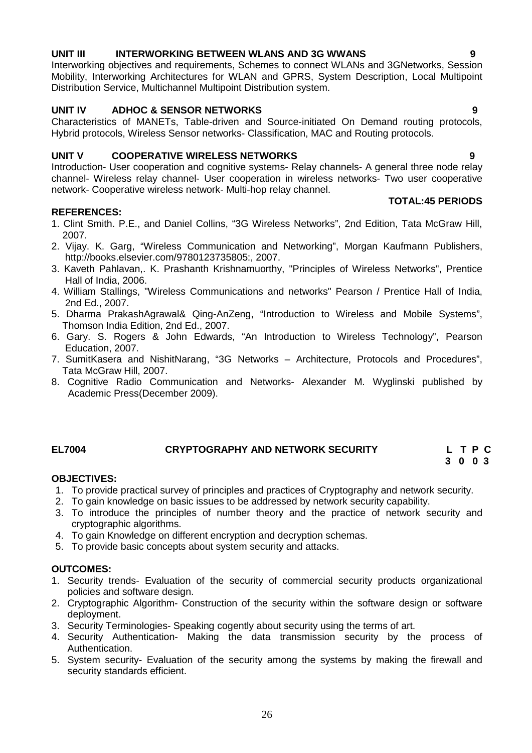**UNIT III INTERWORKING BETWEEN WLANS AND 3G WWANS 9**

Interworking objectives and requirements, Schemes to connect WLANs and 3GNetworks, Session Mobility, Interworking Architectures for WLAN and GPRS, System Description, Local Multipoint Distribution Service, Multichannel Multipoint Distribution system.

**UNIT IV ADHOC & SENSOR NETWORKS 9**

Characteristics of MANETs, Table-driven and Source-initiated On Demand routing protocols, Hybrid protocols, Wireless Sensor networks- Classification, MAC and Routing protocols.

**UNIT V COOPERATIVE WIRELESS NETWORKS 9**

Introduction- User cooperation and cognitive systems- Relay channels- A general three node relay channel- Wireless relay channel- User cooperation in wireless networks- Two user cooperative network- Cooperative wireless network- Multi-hop relay channel.

**TOTAL:45 PERIODS**

**REFERENCES:**

1. Clint Smith. P.E., and Daniel Collins, "3G Wireless Networks", 2nd Edition, Tata McGraw Hill, 2007.
2. Vijay. K. Garg, "Wireless Communication and Networking", Morgan Kaufmann Publishers, http://books.elsevier.com/9780123735805:, 2007.
3. Kaveth Pahlavan,. K. Prashanth Krishnamuorthy, "Principles of Wireless Networks", Prentice Hall of India, 2006.
4. William Stallings, "Wireless Communications and networks" Pearson / Prentice Hall of India, 2nd Ed., 2007.
5. Dharma PrakashAgrawal& Qing-AnZeng, "Introduction to Wireless and Mobile Systems", Thomson India Edition, 2nd Ed., 2007.
6. Gary. S. Rogers & John Edwards, "An Introduction to Wireless Technology", Pearson Education, 2007.
7. SumitKasera and NishitNarang, "3G Networks – Architecture, Protocols and Procedures", Tata McGraw Hill, 2007.
8. Cognitive Radio Communication and Networks- Alexander M. Wyglinski published by Academic Press(December 2009).

## EL7004 CRYPTOGRAPHY AND NETWORK SECURITY

| L | T | P | C |
|---|---|---|---|
| 3 | 0 | 0 | 3 |

**OBJECTIVES:**

1. To provide practical survey of principles and practices of Cryptography and network security.
2. To gain knowledge on basic issues to be addressed by network security capability.
3. To introduce the principles of number theory and the practice of network security and cryptographic algorithms.
4. To gain Knowledge on different encryption and decryption schemas.
5. To provide basic concepts about system security and attacks.

**OUTCOMES:**

1. Security trends- Evaluation of the security of commercial security products organizational policies and software design.
2. Cryptographic Algorithm- Construction of the security within the software design or software deployment.
3. Security Terminologies- Speaking cogently about security using the terms of art.
4. Security Authentication- Making the data transmission security by the process of Authentication.
5. System security- Evaluation of the security among the systems by making the firewall and security standards efficient.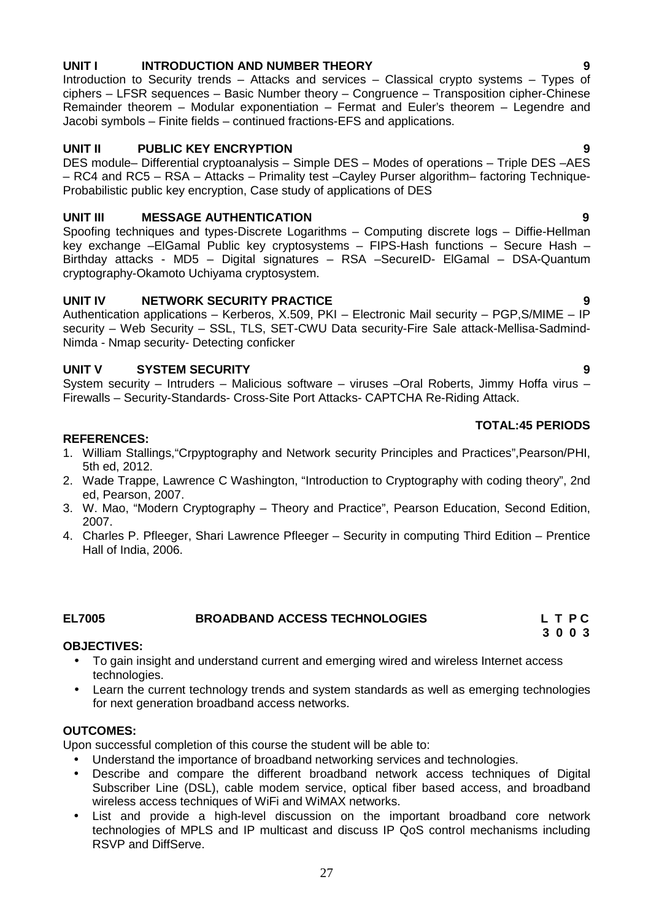**UNIT I INTRODUCTION AND NUMBER THEORY 9**

Introduction to Security trends – Attacks and services – Classical crypto systems – Types of ciphers – LFSR sequences – Basic Number theory – Congruence – Transposition cipher-Chinese Remainder theorem – Modular exponentiation – Fermat and Euler's theorem – Legendre and Jacobi symbols – Finite fields – continued fractions-EFS and applications.

**UNIT II PUBLIC KEY ENCRYPTION 9**

DES module– Differential cryptoanalysis – Simple DES – Modes of operations – Triple DES –AES – RC4 and RC5 – RSA – Attacks – Primality test –Cayley Purser algorithm– factoring Technique-Probabilistic public key encryption, Case study of applications of DES

**UNIT III MESSAGE AUTHENTICATION 9**

Spoofing techniques and types-Discrete Logarithms – Computing discrete logs – Diffie-Hellman key exchange –ElGamal Public key cryptosystems – FIPS-Hash functions – Secure Hash – Birthday attacks - MD5 – Digital signatures – RSA –SecureID- ElGamal – DSA-Quantum cryptography-Okamoto Uchiyama cryptosystem.

**UNIT IV NETWORK SECURITY PRACTICE 9**

Authentication applications – Kerberos, X.509, PKI – Electronic Mail security – PGP,S/MIME – IP security – Web Security – SSL, TLS, SET-CWU Data security-Fire Sale attack-Mellisa-Sadmind-Nimda - Nmap security- Detecting conficker

**UNIT V SYSTEM SECURITY 9**

System security – Intruders – Malicious software – viruses –Oral Roberts, Jimmy Hoffa virus – Firewalls – Security-Standards- Cross-Site Port Attacks- CAPTCHA Re-Riding Attack.

**TOTAL:45 PERIODS**

**REFERENCES:**

1. William Stallings,"Crpyptography and Network security Principles and Practices",Pearson/PHI, 5th ed, 2012.
2. Wade Trappe, Lawrence C Washington, "Introduction to Cryptography with coding theory", 2nd ed, Pearson, 2007.
3. W. Mao, "Modern Cryptography – Theory and Practice", Pearson Education, Second Edition, 2007.
4. Charles P. Pfleeger, Shari Lawrence Pfleeger – Security in computing Third Edition – Prentice Hall of India, 2006.

## EL7005 BROADBAND ACCESS TECHNOLOGIES

**L T P C**
**3 0 0 3**

**OBJECTIVES:**

- To gain insight and understand current and emerging wired and wireless Internet access technologies.
- Learn the current technology trends and system standards as well as emerging technologies for next generation broadband access networks.

**OUTCOMES:**

Upon successful completion of this course the student will be able to:

- Understand the importance of broadband networking services and technologies.
- Describe and compare the different broadband network access techniques of Digital Subscriber Line (DSL), cable modem service, optical fiber based access, and broadband wireless access techniques of WiFi and WiMAX networks.
- List and provide a high-level discussion on the important broadband core network technologies of MPLS and IP multicast and discuss IP QoS control mechanisms including RSVP and DiffServe.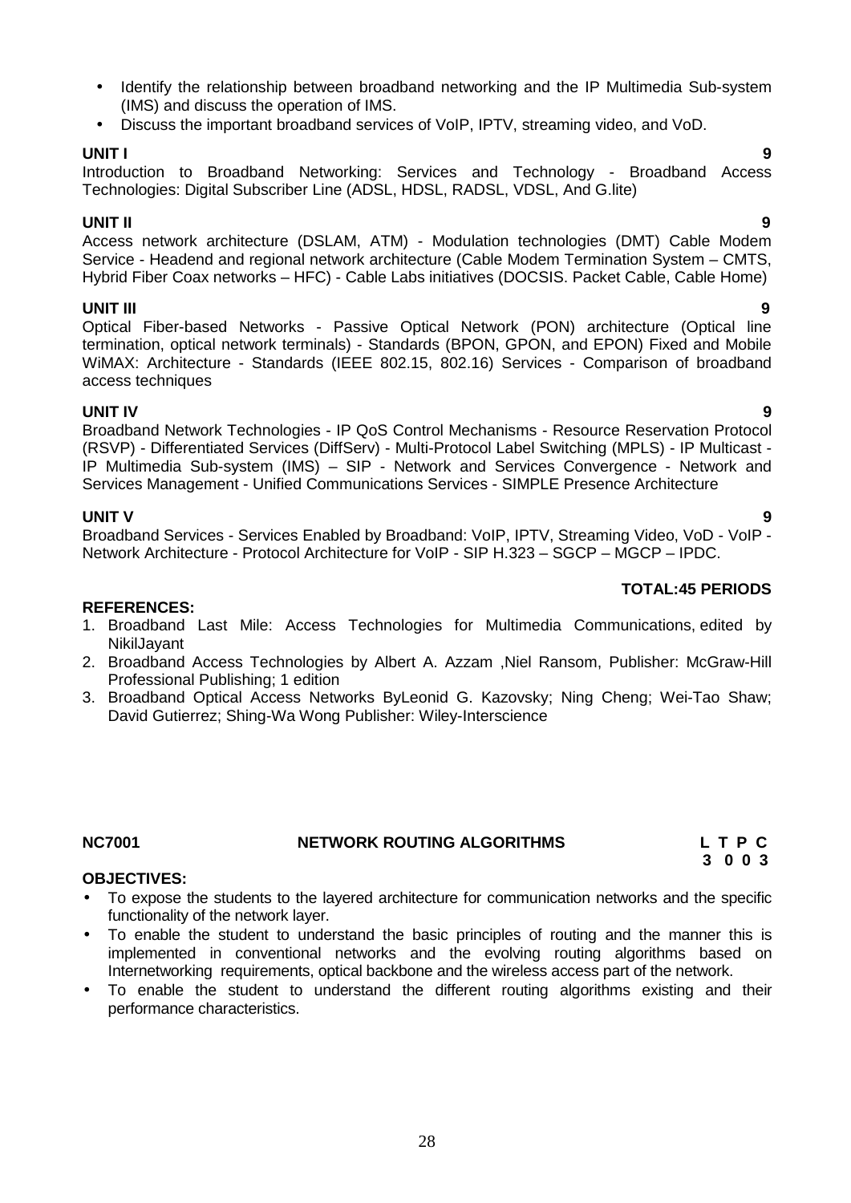- Identify the relationship between broadband networking and the IP Multimedia Sub-system (IMS) and discuss the operation of IMS.
- Discuss the important broadband services of VoIP, IPTV, streaming video, and VoD.

**UNIT I** **9**

Introduction to Broadband Networking: Services and Technology - Broadband Access Technologies: Digital Subscriber Line (ADSL, HDSL, RADSL, VDSL, And G.lite)

**UNIT II** **9**

Access network architecture (DSLAM, ATM) - Modulation technologies (DMT) Cable Modem Service - Headend and regional network architecture (Cable Modem Termination System – CMTS, Hybrid Fiber Coax networks – HFC) - Cable Labs initiatives (DOCSIS. Packet Cable, Cable Home)

**UNIT III** **9**

Optical Fiber-based Networks - Passive Optical Network (PON) architecture (Optical line termination, optical network terminals) - Standards (BPON, GPON, and EPON) Fixed and Mobile WiMAX: Architecture - Standards (IEEE 802.15, 802.16) Services - Comparison of broadband access techniques

**UNIT IV** **9**

Broadband Network Technologies - IP QoS Control Mechanisms - Resource Reservation Protocol (RSVP) - Differentiated Services (DiffServ) - Multi-Protocol Label Switching (MPLS) - IP Multicast - IP Multimedia Sub-system (IMS) – SIP - Network and Services Convergence - Network and Services Management - Unified Communications Services - SIMPLE Presence Architecture

**UNIT V** **9**

Broadband Services - Services Enabled by Broadband: VoIP, IPTV, Streaming Video, VoD - VoIP - Network Architecture - Protocol Architecture for VoIP - SIP H.323 – SGCP – MGCP – IPDC.

**TOTAL:45 PERIODS**

**REFERENCES:**

1. Broadband Last Mile: Access Technologies for Multimedia Communications, edited by NikilJayant
2. Broadband Access Technologies by Albert A. Azzam ,Niel Ransom, Publisher: McGraw-Hill Professional Publishing; 1 edition
3. Broadband Optical Access Networks ByLeonid G. Kazovsky; Ning Cheng; Wei-Tao Shaw; David Gutierrez; Shing-Wa Wong Publisher: Wiley-Interscience

## NC7001 NETWORK ROUTING ALGORITHMS

**L T P C**
**3 0 0 3**

**OBJECTIVES:**

- To expose the students to the layered architecture for communication networks and the specific functionality of the network layer.
- To enable the student to understand the basic principles of routing and the manner this is implemented in conventional networks and the evolving routing algorithms based on Internetworking requirements, optical backbone and the wireless access part of the network.
- To enable the student to understand the different routing algorithms existing and their performance characteristics.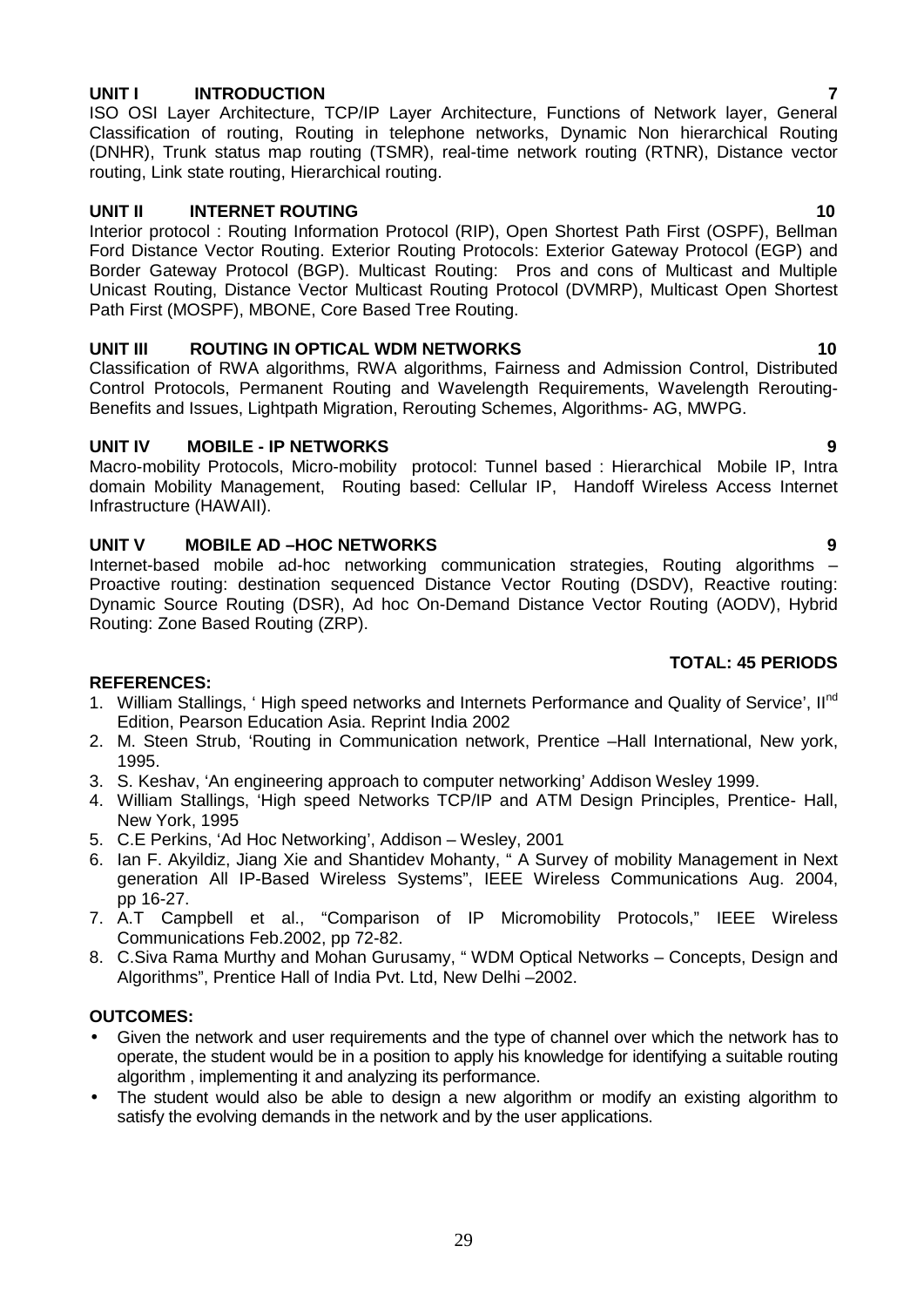**UNIT I INTRODUCTION 7**

ISO OSI Layer Architecture, TCP/IP Layer Architecture, Functions of Network layer, General Classification of routing, Routing in telephone networks, Dynamic Non hierarchical Routing (DNHR), Trunk status map routing (TSMR), real-time network routing (RTNR), Distance vector routing, Link state routing, Hierarchical routing.

**UNIT II INTERNET ROUTING 10**

Interior protocol : Routing Information Protocol (RIP), Open Shortest Path First (OSPF), Bellman Ford Distance Vector Routing. Exterior Routing Protocols: Exterior Gateway Protocol (EGP) and Border Gateway Protocol (BGP). Multicast Routing: Pros and cons of Multicast and Multiple Unicast Routing, Distance Vector Multicast Routing Protocol (DVMRP), Multicast Open Shortest Path First (MOSPF), MBONE, Core Based Tree Routing.

**UNIT III ROUTING IN OPTICAL WDM NETWORKS 10**

Classification of RWA algorithms, RWA algorithms, Fairness and Admission Control, Distributed Control Protocols, Permanent Routing and Wavelength Requirements, Wavelength Rerouting-Benefits and Issues, Lightpath Migration, Rerouting Schemes, Algorithms- AG, MWPG.

**UNIT IV MOBILE - IP NETWORKS 9**

Macro-mobility Protocols, Micro-mobility protocol: Tunnel based : Hierarchical Mobile IP, Intra domain Mobility Management, Routing based: Cellular IP, Handoff Wireless Access Internet Infrastructure (HAWAII).

**UNIT V MOBILE AD –HOC NETWORKS 9**

Internet-based mobile ad-hoc networking communication strategies, Routing algorithms – Proactive routing: destination sequenced Distance Vector Routing (DSDV), Reactive routing: Dynamic Source Routing (DSR), Ad hoc On-Demand Distance Vector Routing (AODV), Hybrid Routing: Zone Based Routing (ZRP).

**TOTAL: 45 PERIODS**

**REFERENCES:**

1. William Stallings, ' High speed networks and Internets Performance and Quality of Service', II[nd] Edition, Pearson Education Asia. Reprint India 2002
2. M. Steen Strub, 'Routing in Communication network, Prentice –Hall International, New york, 1995.
3. S. Keshav, 'An engineering approach to computer networking' Addison Wesley 1999.
4. William Stallings, 'High speed Networks TCP/IP and ATM Design Principles, Prentice- Hall, New York, 1995
5. C.E Perkins, 'Ad Hoc Networking', Addison – Wesley, 2001
6. Ian F. Akyildiz, Jiang Xie and Shantidev Mohanty, " A Survey of mobility Management in Next generation All IP-Based Wireless Systems", IEEE Wireless Communications Aug. 2004, pp 16-27.
7. A.T Campbell et al., "Comparison of IP Micromobility Protocols," IEEE Wireless Communications Feb.2002, pp 72-82.
8. C.Siva Rama Murthy and Mohan Gurusamy, " WDM Optical Networks – Concepts, Design and Algorithms", Prentice Hall of India Pvt. Ltd, New Delhi –2002.

**OUTCOMES:**

- Given the network and user requirements and the type of channel over which the network has to operate, the student would be in a position to apply his knowledge for identifying a suitable routing algorithm , implementing it and analyzing its performance.
- The student would also be able to design a new algorithm or modify an existing algorithm to satisfy the evolving demands in the network and by the user applications.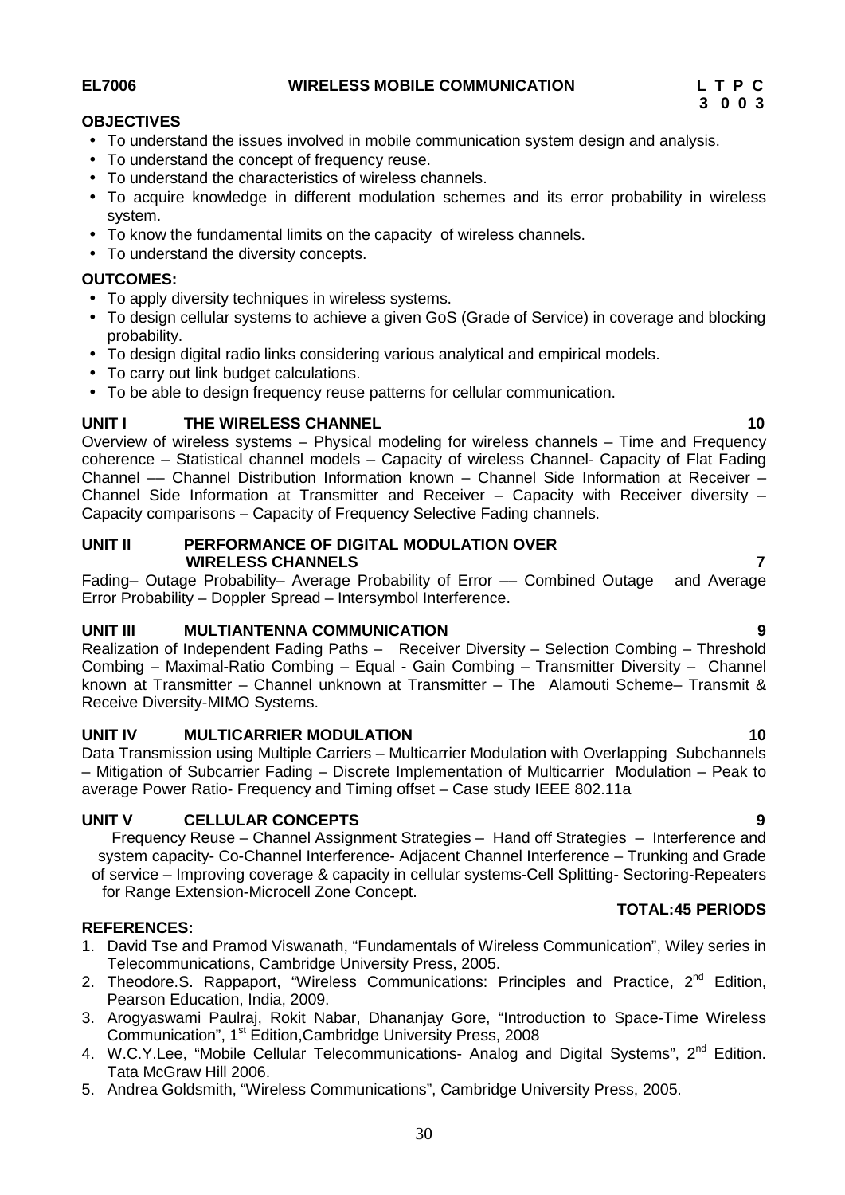**EL7006 WIRELESS MOBILE COMMUNICATION**

| L | T | P | C |
|---|---|---|---|
| 3 | 0 | 0 | 3 |

**OBJECTIVES**

- To understand the issues involved in mobile communication system design and analysis.
- To understand the concept of frequency reuse.
- To understand the characteristics of wireless channels.
- To acquire knowledge in different modulation schemes and its error probability in wireless system.
- To know the fundamental limits on the capacity of wireless channels.
- To understand the diversity concepts.

**OUTCOMES:**

- To apply diversity techniques in wireless systems.
- To design cellular systems to achieve a given GoS (Grade of Service) in coverage and blocking probability.
- To design digital radio links considering various analytical and empirical models.
- To carry out link budget calculations.
- To be able to design frequency reuse patterns for cellular communication.

**UNIT I THE WIRELESS CHANNEL 10**

Overview of wireless systems – Physical modeling for wireless channels – Time and Frequency coherence – Statistical channel models – Capacity of wireless Channel- Capacity of Flat Fading Channel –– Channel Distribution Information known – Channel Side Information at Receiver – Channel Side Information at Transmitter and Receiver – Capacity with Receiver diversity – Capacity comparisons – Capacity of Frequency Selective Fading channels.

**UNIT II PERFORMANCE OF DIGITAL MODULATION OVER WIRELESS CHANNELS 7**

Fading– Outage Probability– Average Probability of Error –– Combined Outage and Average Error Probability – Doppler Spread – Intersymbol Interference.

**UNIT III MULTIANTENNA COMMUNICATION 9**

Realization of Independent Fading Paths – Receiver Diversity – Selection Combing – Threshold Combing – Maximal-Ratio Combing – Equal - Gain Combing – Transmitter Diversity – Channel known at Transmitter – Channel unknown at Transmitter – The Alamouti Scheme– Transmit & Receive Diversity-MIMO Systems.

**UNIT IV MULTICARRIER MODULATION 10**

Data Transmission using Multiple Carriers – Multicarrier Modulation with Overlapping Subchannels – Mitigation of Subcarrier Fading – Discrete Implementation of Multicarrier Modulation – Peak to average Power Ratio- Frequency and Timing offset – Case study IEEE 802.11a

**UNIT V CELLULAR CONCEPTS 9**

Frequency Reuse – Channel Assignment Strategies – Hand off Strategies – Interference and system capacity- Co-Channel Interference- Adjacent Channel Interference – Trunking and Grade of service – Improving coverage & capacity in cellular systems-Cell Splitting- Sectoring-Repeaters for Range Extension-Microcell Zone Concept.

**TOTAL:45 PERIODS**

**REFERENCES:**

1. David Tse and Pramod Viswanath, "Fundamentals of Wireless Communication", Wiley series in Telecommunications, Cambridge University Press, 2005.
2. Theodore.S. Rappaport, "Wireless Communications: Principles and Practice, 2nd Edition, Pearson Education, India, 2009.
3. Arogyaswami Paulraj, Rokit Nabar, Dhananjay Gore, "Introduction to Space-Time Wireless Communication", 1st Edition,Cambridge University Press, 2008
4. W.C.Y.Lee, "Mobile Cellular Telecommunications- Analog and Digital Systems", 2nd Edition. Tata McGraw Hill 2006.
5. Andrea Goldsmith, "Wireless Communications", Cambridge University Press, 2005.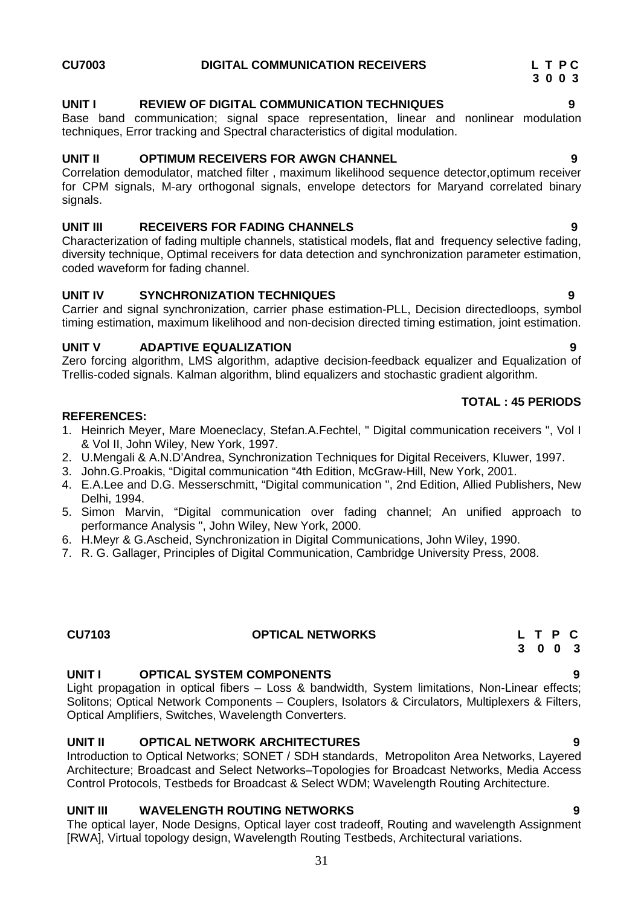**CU7003 DIGITAL COMMUNICATION RECEIVERS**

| L | T | P | C |
|---|---|---|---|
| 3 | 0 | 0 | 3 |

**UNIT I REVIEW OF DIGITAL COMMUNICATION TECHNIQUES 9**

Base band communication; signal space representation, linear and nonlinear modulation techniques, Error tracking and Spectral characteristics of digital modulation.

**UNIT II OPTIMUM RECEIVERS FOR AWGN CHANNEL 9**

Correlation demodulator, matched filter , maximum likelihood sequence detector,optimum receiver for CPM signals, M-ary orthogonal signals, envelope detectors for Maryand correlated binary signals.

**UNIT III RECEIVERS FOR FADING CHANNELS 9**

Characterization of fading multiple channels, statistical models, flat and frequency selective fading, diversity technique, Optimal receivers for data detection and synchronization parameter estimation, coded waveform for fading channel.

**UNIT IV SYNCHRONIZATION TECHNIQUES 9**

Carrier and signal synchronization, carrier phase estimation-PLL, Decision directedloops, symbol timing estimation, maximum likelihood and non-decision directed timing estimation, joint estimation.

**UNIT V ADAPTIVE EQUALIZATION 9**

Zero forcing algorithm, LMS algorithm, adaptive decision-feedback equalizer and Equalization of Trellis-coded signals. Kalman algorithm, blind equalizers and stochastic gradient algorithm.

**TOTAL : 45 PERIODS**

**REFERENCES:**

1. Heinrich Meyer, Mare Moeneclacy, Stefan.A.Fechtel, " Digital communication receivers ", Vol I & Vol II, John Wiley, New York, 1997.
2. U.Mengali & A.N.D'Andrea, Synchronization Techniques for Digital Receivers, Kluwer, 1997.
3. John.G.Proakis, "Digital communication "4th Edition, McGraw-Hill, New York, 2001.
4. E.A.Lee and D.G. Messerschmitt, "Digital communication ", 2nd Edition, Allied Publishers, New Delhi, 1994.
5. Simon Marvin, "Digital communication over fading channel; An unified approach to performance Analysis ", John Wiley, New York, 2000.
6. H.Meyr & G.Ascheid, Synchronization in Digital Communications, John Wiley, 1990.
7. R. G. Gallager, Principles of Digital Communication, Cambridge University Press, 2008.

**CU7103 OPTICAL NETWORKS**

| L | T | P | C |
|---|---|---|---|
| 3 | 0 | 0 | 3 |

**UNIT I OPTICAL SYSTEM COMPONENTS 9**

Light propagation in optical fibers – Loss & bandwidth, System limitations, Non-Linear effects; Solitons; Optical Network Components – Couplers, Isolators & Circulators, Multiplexers & Filters, Optical Amplifiers, Switches, Wavelength Converters.

**UNIT II OPTICAL NETWORK ARCHITECTURES 9**

Introduction to Optical Networks; SONET / SDH standards, Metropoliton Area Networks, Layered Architecture; Broadcast and Select Networks–Topologies for Broadcast Networks, Media Access Control Protocols, Testbeds for Broadcast & Select WDM; Wavelength Routing Architecture.

**UNIT III WAVELENGTH ROUTING NETWORKS 9**

The optical layer, Node Designs, Optical layer cost tradeoff, Routing and wavelength Assignment [RWA], Virtual topology design, Wavelength Routing Testbeds, Architectural variations.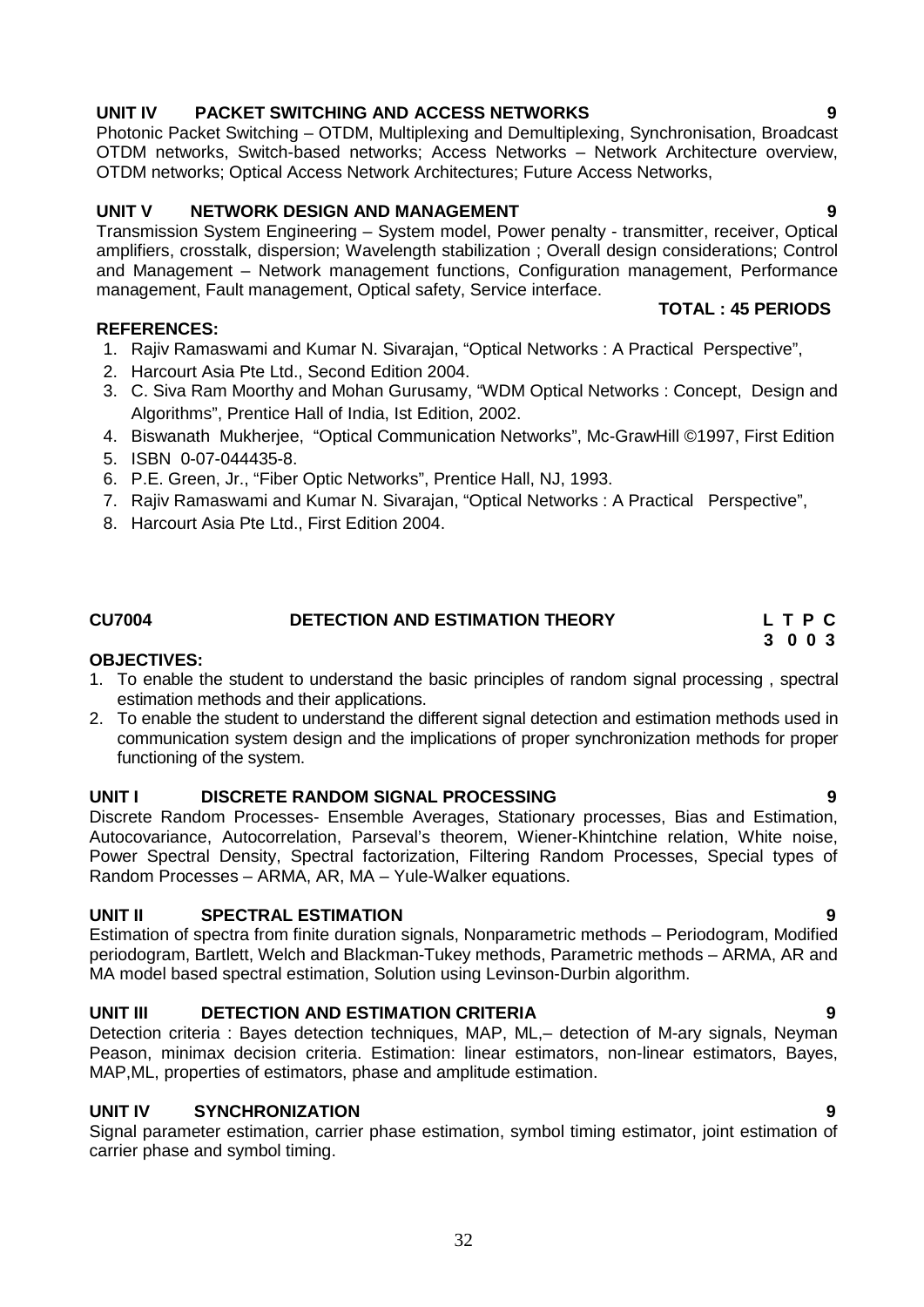### UNIT IV PACKET SWITCHING AND ACCESS NETWORKS 9

Photonic Packet Switching – OTDM, Multiplexing and Demultiplexing, Synchronisation, Broadcast OTDM networks, Switch-based networks; Access Networks – Network Architecture overview, OTDM networks; Optical Access Network Architectures; Future Access Networks,

### UNIT V NETWORK DESIGN AND MANAGEMENT 9

Transmission System Engineering – System model, Power penalty - transmitter, receiver, Optical amplifiers, crosstalk, dispersion; Wavelength stabilization ; Overall design considerations; Control and Management – Network management functions, Configuration management, Performance management, Fault management, Optical safety, Service interface.

**TOTAL : 45 PERIODS**

**REFERENCES:**

1. Rajiv Ramaswami and Kumar N. Sivarajan, "Optical Networks : A Practical Perspective",
2. Harcourt Asia Pte Ltd., Second Edition 2004.
3. C. Siva Ram Moorthy and Mohan Gurusamy, "WDM Optical Networks : Concept, Design and Algorithms", Prentice Hall of India, Ist Edition, 2002.
4. Biswanath Mukherjee, "Optical Communication Networks", Mc-GrawHill ©1997, First Edition
5. ISBN 0-07-044435-8.
6. P.E. Green, Jr., "Fiber Optic Networks", Prentice Hall, NJ, 1993.
7. Rajiv Ramaswami and Kumar N. Sivarajan, "Optical Networks : A Practical Perspective",
8. Harcourt Asia Pte Ltd., First Edition 2004.

## CU7004 DETECTION AND ESTIMATION THEORY

**L T P C**
**3 0 0 3**

**OBJECTIVES:**

1. To enable the student to understand the basic principles of random signal processing , spectral estimation methods and their applications.
2. To enable the student to understand the different signal detection and estimation methods used in communication system design and the implications of proper synchronization methods for proper functioning of the system.

### UNIT I DISCRETE RANDOM SIGNAL PROCESSING 9

Discrete Random Processes- Ensemble Averages, Stationary processes, Bias and Estimation, Autocovariance, Autocorrelation, Parseval's theorem, Wiener-Khintchine relation, White noise, Power Spectral Density, Spectral factorization, Filtering Random Processes, Special types of Random Processes – ARMA, AR, MA – Yule-Walker equations.

### UNIT II SPECTRAL ESTIMATION 9

Estimation of spectra from finite duration signals, Nonparametric methods – Periodogram, Modified periodogram, Bartlett, Welch and Blackman-Tukey methods, Parametric methods – ARMA, AR and MA model based spectral estimation, Solution using Levinson-Durbin algorithm.

### UNIT III DETECTION AND ESTIMATION CRITERIA 9

Detection criteria : Bayes detection techniques, MAP, ML,– detection of M-ary signals, Neyman Peason, minimax decision criteria. Estimation: linear estimators, non-linear estimators, Bayes, MAP,ML, properties of estimators, phase and amplitude estimation.

### UNIT IV SYNCHRONIZATION 9

Signal parameter estimation, carrier phase estimation, symbol timing estimator, joint estimation of carrier phase and symbol timing.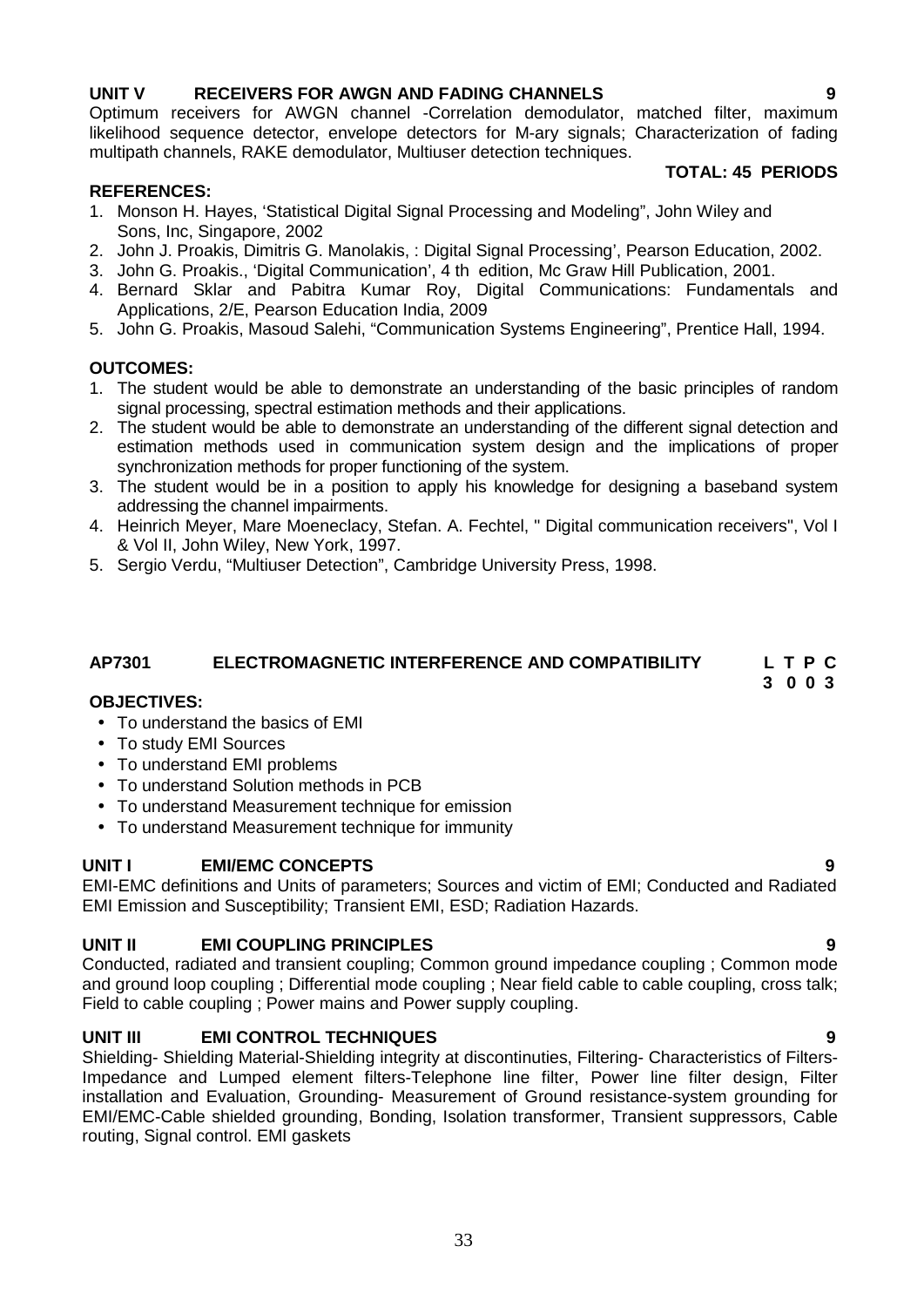**UNIT V RECEIVERS FOR AWGN AND FADING CHANNELS 9**

Optimum receivers for AWGN channel -Correlation demodulator, matched filter, maximum likelihood sequence detector, envelope detectors for M-ary signals; Characterization of fading multipath channels, RAKE demodulator, Multiuser detection techniques.

**TOTAL: 45 PERIODS**

**REFERENCES:**

1. Monson H. Hayes, 'Statistical Digital Signal Processing and Modeling", John Wiley and Sons, Inc, Singapore, 2002
2. John J. Proakis, Dimitris G. Manolakis, : Digital Signal Processing', Pearson Education, 2002.
3. John G. Proakis., 'Digital Communication', 4 th edition, Mc Graw Hill Publication, 2001.
4. Bernard Sklar and Pabitra Kumar Roy, Digital Communications: Fundamentals and Applications, 2/E, Pearson Education India, 2009
5. John G. Proakis, Masoud Salehi, "Communication Systems Engineering", Prentice Hall, 1994.

**OUTCOMES:**

1. The student would be able to demonstrate an understanding of the basic principles of random signal processing, spectral estimation methods and their applications.
2. The student would be able to demonstrate an understanding of the different signal detection and estimation methods used in communication system design and the implications of proper synchronization methods for proper functioning of the system.
3. The student would be in a position to apply his knowledge for designing a baseband system addressing the channel impairments.
4. Heinrich Meyer, Mare Moeneclacy, Stefan. A. Fechtel, " Digital communication receivers", Vol I & Vol II, John Wiley, New York, 1997.
5. Sergio Verdu, "Multiuser Detection", Cambridge University Press, 1998.

## AP7301 ELECTROMAGNETIC INTERFERENCE AND COMPATIBILITY

**L T P C**
**3 0 0 3**

**OBJECTIVES:**

- To understand the basics of EMI
- To study EMI Sources
- To understand EMI problems
- To understand Solution methods in PCB
- To understand Measurement technique for emission
- To understand Measurement technique for immunity

**UNIT I EMI/EMC CONCEPTS 9**

EMI-EMC definitions and Units of parameters; Sources and victim of EMI; Conducted and Radiated EMI Emission and Susceptibility; Transient EMI, ESD; Radiation Hazards.

**UNIT II EMI COUPLING PRINCIPLES 9**

Conducted, radiated and transient coupling; Common ground impedance coupling ; Common mode and ground loop coupling ; Differential mode coupling ; Near field cable to cable coupling, cross talk; Field to cable coupling ; Power mains and Power supply coupling.

**UNIT III EMI CONTROL TECHNIQUES 9**

Shielding- Shielding Material-Shielding integrity at discontinuties, Filtering- Characteristics of Filters-Impedance and Lumped element filters-Telephone line filter, Power line filter design, Filter installation and Evaluation, Grounding- Measurement of Ground resistance-system grounding for EMI/EMC-Cable shielded grounding, Bonding, Isolation transformer, Transient suppressors, Cable routing, Signal control. EMI gaskets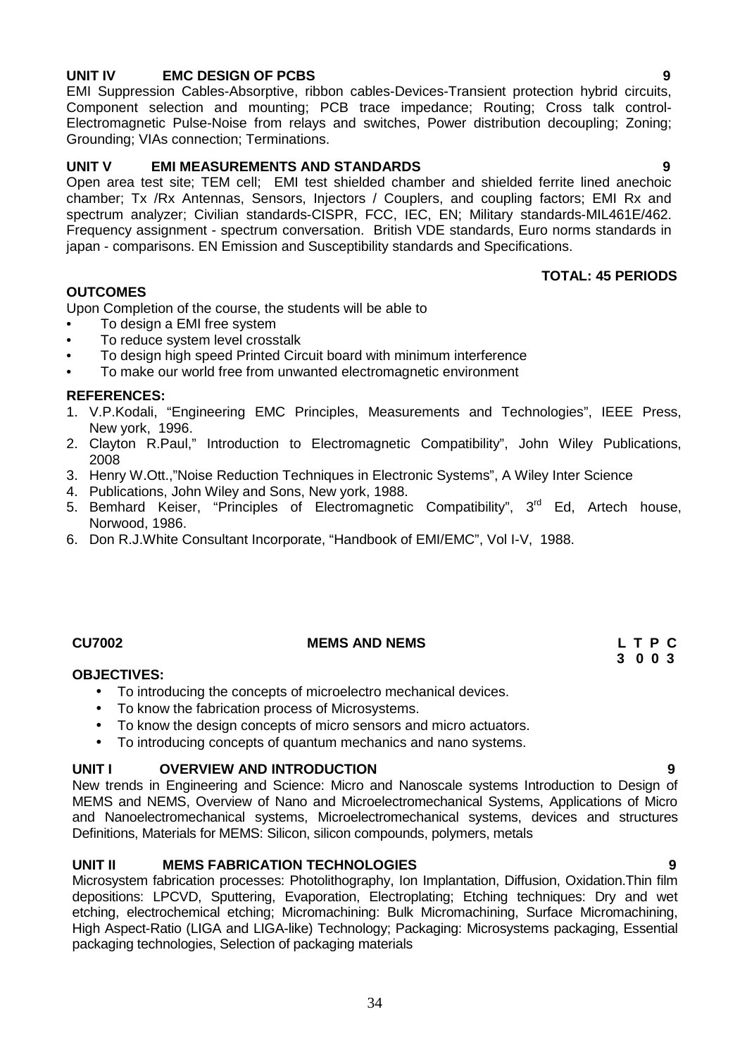### UNIT IV EMC DESIGN OF PCBS 9

EMI Suppression Cables-Absorptive, ribbon cables-Devices-Transient protection hybrid circuits, Component selection and mounting; PCB trace impedance; Routing; Cross talk control-Electromagnetic Pulse-Noise from relays and switches, Power distribution decoupling; Zoning; Grounding; VIAs connection; Terminations.

### UNIT V EMI MEASUREMENTS AND STANDARDS 9

Open area test site; TEM cell; EMI test shielded chamber and shielded ferrite lined anechoic chamber; Tx /Rx Antennas, Sensors, Injectors / Couplers, and coupling factors; EMI Rx and spectrum analyzer; Civilian standards-CISPR, FCC, IEC, EN; Military standards-MIL461E/462. Frequency assignment - spectrum conversation. British VDE standards, Euro norms standards in japan - comparisons. EN Emission and Susceptibility standards and Specifications.

**TOTAL: 45 PERIODS**

### OUTCOMES

Upon Completion of the course, the students will be able to

- To design a EMI free system
- To reduce system level crosstalk
- To design high speed Printed Circuit board with minimum interference
- To make our world free from unwanted electromagnetic environment

### REFERENCES:

1. V.P.Kodali, "Engineering EMC Principles, Measurements and Technologies", IEEE Press, New york, 1996.
2. Clayton R.Paul," Introduction to Electromagnetic Compatibility", John Wiley Publications, 2008
3. Henry W.Ott.,"Noise Reduction Techniques in Electronic Systems", A Wiley Inter Science
4. Publications, John Wiley and Sons, New york, 1988.
5. Bemhard Keiser, "Principles of Electromagnetic Compatibility", 3rd Ed, Artech house, Norwood, 1986.
6. Don R.J.White Consultant Incorporate, "Handbook of EMI/EMC", Vol I-V, 1988.

## CU7002 MEMS AND NEMS

| L | T | P | C |
|---|---|---|---|
| 3 | 0 | 0 | 3 |

### OBJECTIVES:

- To introducing the concepts of microelectro mechanical devices.
- To know the fabrication process of Microsystems.
- To know the design concepts of micro sensors and micro actuators.
- To introducing concepts of quantum mechanics and nano systems.

### UNIT I OVERVIEW AND INTRODUCTION 9

New trends in Engineering and Science: Micro and Nanoscale systems Introduction to Design of MEMS and NEMS, Overview of Nano and Microelectromechanical Systems, Applications of Micro and Nanoelectromechanical systems, Microelectromechanical systems, devices and structures Definitions, Materials for MEMS: Silicon, silicon compounds, polymers, metals

### UNIT II MEMS FABRICATION TECHNOLOGIES 9

Microsystem fabrication processes: Photolithography, Ion Implantation, Diffusion, Oxidation.Thin film depositions: LPCVD, Sputtering, Evaporation, Electroplating; Etching techniques: Dry and wet etching, electrochemical etching; Micromachining: Bulk Micromachining, Surface Micromachining, High Aspect-Ratio (LIGA and LIGA-like) Technology; Packaging: Microsystems packaging, Essential packaging technologies, Selection of packaging materials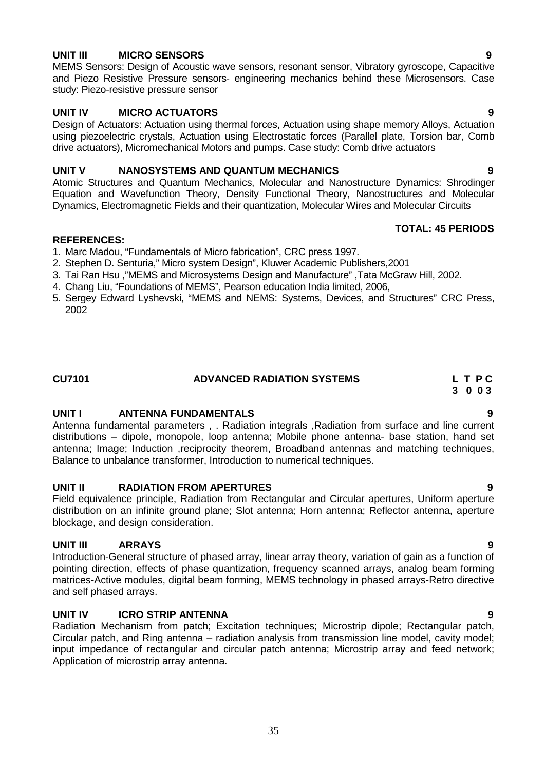### UNIT III MICRO SENSORS 9

MEMS Sensors: Design of Acoustic wave sensors, resonant sensor, Vibratory gyroscope, Capacitive and Piezo Resistive Pressure sensors- engineering mechanics behind these Microsensors. Case study: Piezo-resistive pressure sensor

### UNIT IV MICRO ACTUATORS 9

Design of Actuators: Actuation using thermal forces, Actuation using shape memory Alloys, Actuation using piezoelectric crystals, Actuation using Electrostatic forces (Parallel plate, Torsion bar, Comb drive actuators), Micromechanical Motors and pumps. Case study: Comb drive actuators

### UNIT V NANOSYSTEMS AND QUANTUM MECHANICS 9

Atomic Structures and Quantum Mechanics, Molecular and Nanostructure Dynamics: Shrodinger Equation and Wavefunction Theory, Density Functional Theory, Nanostructures and Molecular Dynamics, Electromagnetic Fields and their quantization, Molecular Wires and Molecular Circuits

**TOTAL: 45 PERIODS**

**REFERENCES:**

1. Marc Madou, "Fundamentals of Micro fabrication", CRC press 1997.
2. Stephen D. Senturia," Micro system Design", Kluwer Academic Publishers,2001
3. Tai Ran Hsu ,"MEMS and Microsystems Design and Manufacture" ,Tata McGraw Hill, 2002.
4. Chang Liu, "Foundations of MEMS", Pearson education India limited, 2006,
5. Sergey Edward Lyshevski, "MEMS and NEMS: Systems, Devices, and Structures" CRC Press, 2002

## CU7101 ADVANCED RADIATION SYSTEMS

| L | T | P | C |
|---|---|---|---|
| 3 | 0 | 0 | 3 |

### UNIT I ANTENNA FUNDAMENTALS 9

Antenna fundamental parameters , . Radiation integrals ,Radiation from surface and line current distributions – dipole, monopole, loop antenna; Mobile phone antenna- base station, hand set antenna; Image; Induction ,reciprocity theorem, Broadband antennas and matching techniques, Balance to unbalance transformer, Introduction to numerical techniques.

### UNIT II RADIATION FROM APERTURES 9

Field equivalence principle, Radiation from Rectangular and Circular apertures, Uniform aperture distribution on an infinite ground plane; Slot antenna; Horn antenna; Reflector antenna, aperture blockage, and design consideration.

### UNIT III ARRAYS 9

Introduction-General structure of phased array, linear array theory, variation of gain as a function of pointing direction, effects of phase quantization, frequency scanned arrays, analog beam forming matrices-Active modules, digital beam forming, MEMS technology in phased arrays-Retro directive and self phased arrays.

### UNIT IV ICRO STRIP ANTENNA 9

Radiation Mechanism from patch; Excitation techniques; Microstrip dipole; Rectangular patch, Circular patch, and Ring antenna – radiation analysis from transmission line model, cavity model; input impedance of rectangular and circular patch antenna; Microstrip array and feed network; Application of microstrip array antenna.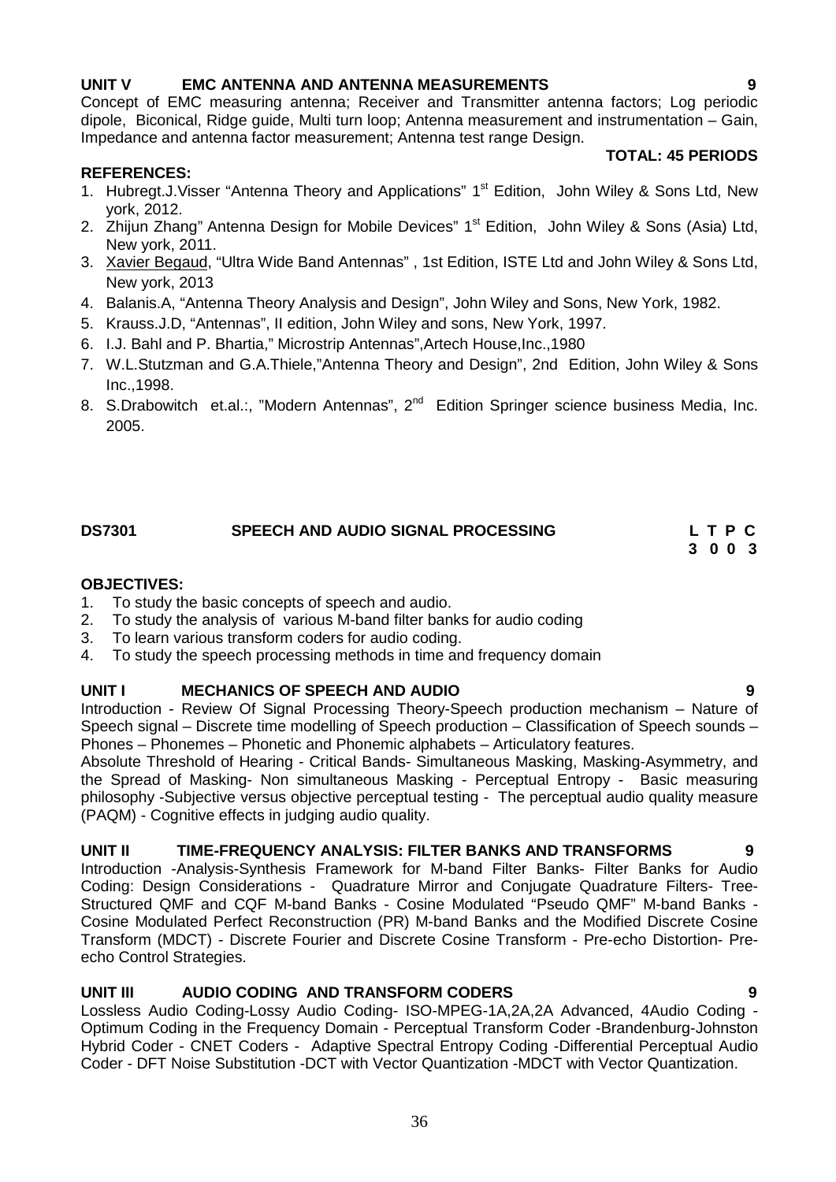### UNIT V EMC ANTENNA AND ANTENNA MEASUREMENTS 9

Concept of EMC measuring antenna; Receiver and Transmitter antenna factors; Log periodic dipole, Biconical, Ridge guide, Multi turn loop; Antenna measurement and instrumentation – Gain, Impedance and antenna factor measurement; Antenna test range Design.

**TOTAL: 45 PERIODS**

**REFERENCES:**

1. Hubregt.J.Visser "Antenna Theory and Applications" 1st Edition, John Wiley & Sons Ltd, New york, 2012.
2. Zhijun Zhang" Antenna Design for Mobile Devices" 1st Edition, John Wiley & Sons (Asia) Ltd, New york, 2011.
3. Xavier Begaud, "Ultra Wide Band Antennas" , 1st Edition, ISTE Ltd and John Wiley & Sons Ltd, New york, 2013
4. Balanis.A, "Antenna Theory Analysis and Design", John Wiley and Sons, New York, 1982.
5. Krauss.J.D, "Antennas", II edition, John Wiley and sons, New York, 1997.
6. I.J. Bahl and P. Bhartia," Microstrip Antennas",Artech House,Inc.,1980
7. W.L.Stutzman and G.A.Thiele,"Antenna Theory and Design", 2nd Edition, John Wiley & Sons Inc.,1998.
8. S.Drabowitch et.al.:, "Modern Antennas", 2nd Edition Springer science business Media, Inc. 2005.

## DS7301 SPEECH AND AUDIO SIGNAL PROCESSING

| L | T | P | C |
|---|---|---|---|
| 3 | 0 | 0 | 3 |

**OBJECTIVES:**

1. To study the basic concepts of speech and audio.
2. To study the analysis of various M-band filter banks for audio coding
3. To learn various transform coders for audio coding.
4. To study the speech processing methods in time and frequency domain

### UNIT I MECHANICS OF SPEECH AND AUDIO 9

Introduction - Review Of Signal Processing Theory-Speech production mechanism – Nature of Speech signal – Discrete time modelling of Speech production – Classification of Speech sounds – Phones – Phonemes – Phonetic and Phonemic alphabets – Articulatory features.

Absolute Threshold of Hearing - Critical Bands- Simultaneous Masking, Masking-Asymmetry, and the Spread of Masking- Non simultaneous Masking - Perceptual Entropy - Basic measuring philosophy -Subjective versus objective perceptual testing - The perceptual audio quality measure (PAQM) - Cognitive effects in judging audio quality.

### UNIT II TIME-FREQUENCY ANALYSIS: FILTER BANKS AND TRANSFORMS 9

Introduction -Analysis-Synthesis Framework for M-band Filter Banks- Filter Banks for Audio Coding: Design Considerations - Quadrature Mirror and Conjugate Quadrature Filters- Tree-Structured QMF and CQF M-band Banks - Cosine Modulated "Pseudo QMF" M-band Banks - Cosine Modulated Perfect Reconstruction (PR) M-band Banks and the Modified Discrete Cosine Transform (MDCT) - Discrete Fourier and Discrete Cosine Transform - Pre-echo Distortion- Pre-echo Control Strategies.

### UNIT III AUDIO CODING AND TRANSFORM CODERS 9

Lossless Audio Coding-Lossy Audio Coding- ISO-MPEG-1A,2A,2A Advanced, 4Audio Coding - Optimum Coding in the Frequency Domain - Perceptual Transform Coder -Brandenburg-Johnston Hybrid Coder - CNET Coders - Adaptive Spectral Entropy Coding -Differential Perceptual Audio Coder - DFT Noise Substitution -DCT with Vector Quantization -MDCT with Vector Quantization.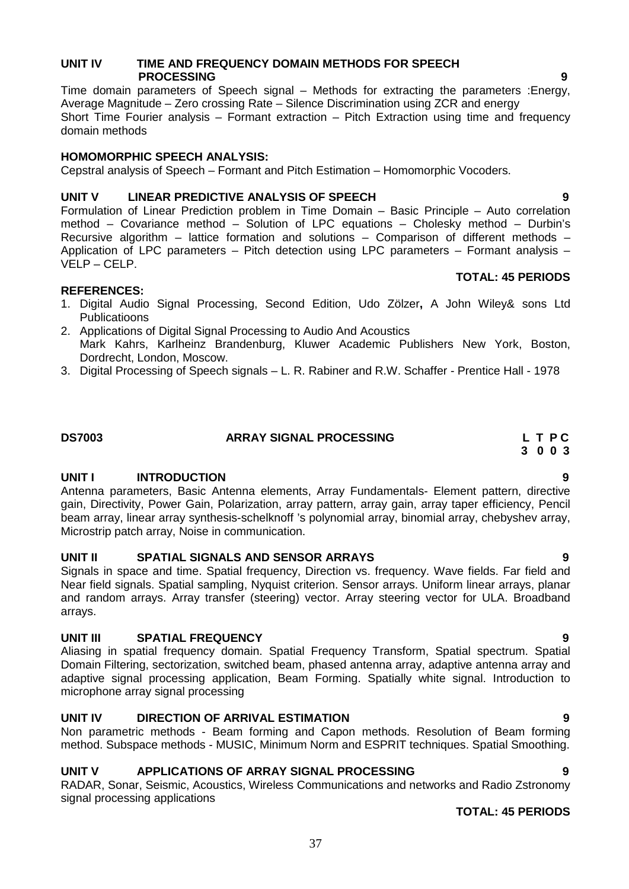### UNIT IV TIME AND FREQUENCY DOMAIN METHODS FOR SPEECH PROCESSING 9

Time domain parameters of Speech signal – Methods for extracting the parameters :Energy, Average Magnitude – Zero crossing Rate – Silence Discrimination using ZCR and energy
Short Time Fourier analysis – Formant extraction – Pitch Extraction using time and frequency domain methods

**HOMOMORPHIC SPEECH ANALYSIS:**

Cepstral analysis of Speech – Formant and Pitch Estimation – Homomorphic Vocoders.

### UNIT V LINEAR PREDICTIVE ANALYSIS OF SPEECH 9

Formulation of Linear Prediction problem in Time Domain – Basic Principle – Auto correlation method – Covariance method – Solution of LPC equations – Cholesky method – Durbin's Recursive algorithm – lattice formation and solutions – Comparison of different methods – Application of LPC parameters – Pitch detection using LPC parameters – Formant analysis – VELP – CELP.

**TOTAL: 45 PERIODS**

**REFERENCES:**

1. Digital Audio Signal Processing, Second Edition, Udo Zölzer**,** A John Wiley& sons Ltd Publicatioons
2. Applications of Digital Signal Processing to Audio And Acoustics
   Mark Kahrs, Karlheinz Brandenburg, Kluwer Academic Publishers New York, Boston, Dordrecht, London, Moscow.
3. Digital Processing of Speech signals – L. R. Rabiner and R.W. Schaffer - Prentice Hall - 1978

## DS7003 ARRAY SIGNAL PROCESSING

| L | T | P | C |
|---|---|---|---|
| 3 | 0 | 0 | 3 |

### UNIT I INTRODUCTION 9

Antenna parameters, Basic Antenna elements, Array Fundamentals- Element pattern, directive gain, Directivity, Power Gain, Polarization, array pattern, array gain, array taper efficiency, Pencil beam array, linear array synthesis-schelknoff 's polynomial array, binomial array, chebyshev array, Microstrip patch array, Noise in communication.

### UNIT II SPATIAL SIGNALS AND SENSOR ARRAYS 9

Signals in space and time. Spatial frequency, Direction vs. frequency. Wave fields. Far field and Near field signals. Spatial sampling, Nyquist criterion. Sensor arrays. Uniform linear arrays, planar and random arrays. Array transfer (steering) vector. Array steering vector for ULA. Broadband arrays.

### UNIT III SPATIAL FREQUENCY 9

Aliasing in spatial frequency domain. Spatial Frequency Transform, Spatial spectrum. Spatial Domain Filtering, sectorization, switched beam, phased antenna array, adaptive antenna array and adaptive signal processing application, Beam Forming. Spatially white signal. Introduction to microphone array signal processing

### UNIT IV DIRECTION OF ARRIVAL ESTIMATION 9

Non parametric methods - Beam forming and Capon methods. Resolution of Beam forming method. Subspace methods - MUSIC, Minimum Norm and ESPRIT techniques. Spatial Smoothing.

### UNIT V APPLICATIONS OF ARRAY SIGNAL PROCESSING 9

RADAR, Sonar, Seismic, Acoustics, Wireless Communications and networks and Radio Zstronomy signal processing applications

**TOTAL: 45 PERIODS**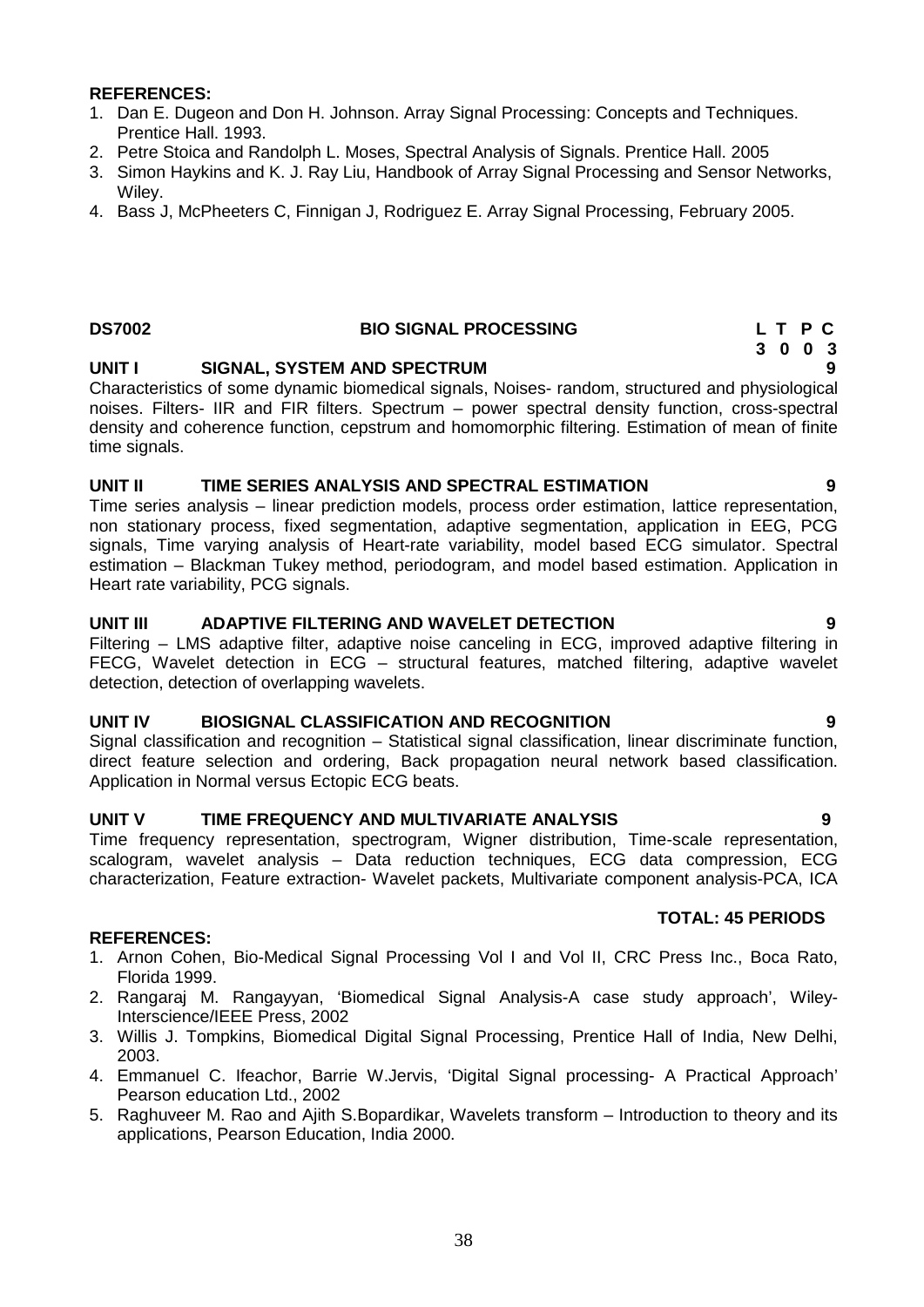**REFERENCES:**

1. Dan E. Dugeon and Don H. Johnson. Array Signal Processing: Concepts and Techniques. Prentice Hall. 1993.
2. Petre Stoica and Randolph L. Moses, Spectral Analysis of Signals. Prentice Hall. 2005
3. Simon Haykins and K. J. Ray Liu, Handbook of Array Signal Processing and Sensor Networks, Wiley.
4. Bass J, McPheeters C, Finnigan J, Rodriguez E. Array Signal Processing, February 2005.

## DS7002 BIO SIGNAL PROCESSING

| L | T | P | C |
|---|---|---|---|
| 3 | 0 | 0 | 3 |

### UNIT I SIGNAL, SYSTEM AND SPECTRUM 9

Characteristics of some dynamic biomedical signals, Noises- random, structured and physiological noises. Filters- IIR and FIR filters. Spectrum – power spectral density function, cross-spectral density and coherence function, cepstrum and homomorphic filtering. Estimation of mean of finite time signals.

### UNIT II TIME SERIES ANALYSIS AND SPECTRAL ESTIMATION 9

Time series analysis – linear prediction models, process order estimation, lattice representation, non stationary process, fixed segmentation, adaptive segmentation, application in EEG, PCG signals, Time varying analysis of Heart-rate variability, model based ECG simulator. Spectral estimation – Blackman Tukey method, periodogram, and model based estimation. Application in Heart rate variability, PCG signals.

### UNIT III ADAPTIVE FILTERING AND WAVELET DETECTION 9

Filtering – LMS adaptive filter, adaptive noise canceling in ECG, improved adaptive filtering in FECG, Wavelet detection in ECG – structural features, matched filtering, adaptive wavelet detection, detection of overlapping wavelets.

### UNIT IV BIOSIGNAL CLASSIFICATION AND RECOGNITION 9

Signal classification and recognition – Statistical signal classification, linear discriminate function, direct feature selection and ordering, Back propagation neural network based classification. Application in Normal versus Ectopic ECG beats.

### UNIT V TIME FREQUENCY AND MULTIVARIATE ANALYSIS 9

Time frequency representation, spectrogram, Wigner distribution, Time-scale representation, scalogram, wavelet analysis – Data reduction techniques, ECG data compression, ECG characterization, Feature extraction- Wavelet packets, Multivariate component analysis-PCA, ICA

**TOTAL: 45 PERIODS**

**REFERENCES:**

1. Arnon Cohen, Bio-Medical Signal Processing Vol I and Vol II, CRC Press Inc., Boca Rato, Florida 1999.
2. Rangaraj M. Rangayyan, 'Biomedical Signal Analysis-A case study approach', Wiley-Interscience/IEEE Press, 2002
3. Willis J. Tompkins, Biomedical Digital Signal Processing, Prentice Hall of India, New Delhi, 2003.
4. Emmanuel C. Ifeachor, Barrie W.Jervis, 'Digital Signal processing- A Practical Approach' Pearson education Ltd., 2002
5. Raghuveer M. Rao and Ajith S.Bopardikar, Wavelets transform – Introduction to theory and its applications, Pearson Education, India 2000.